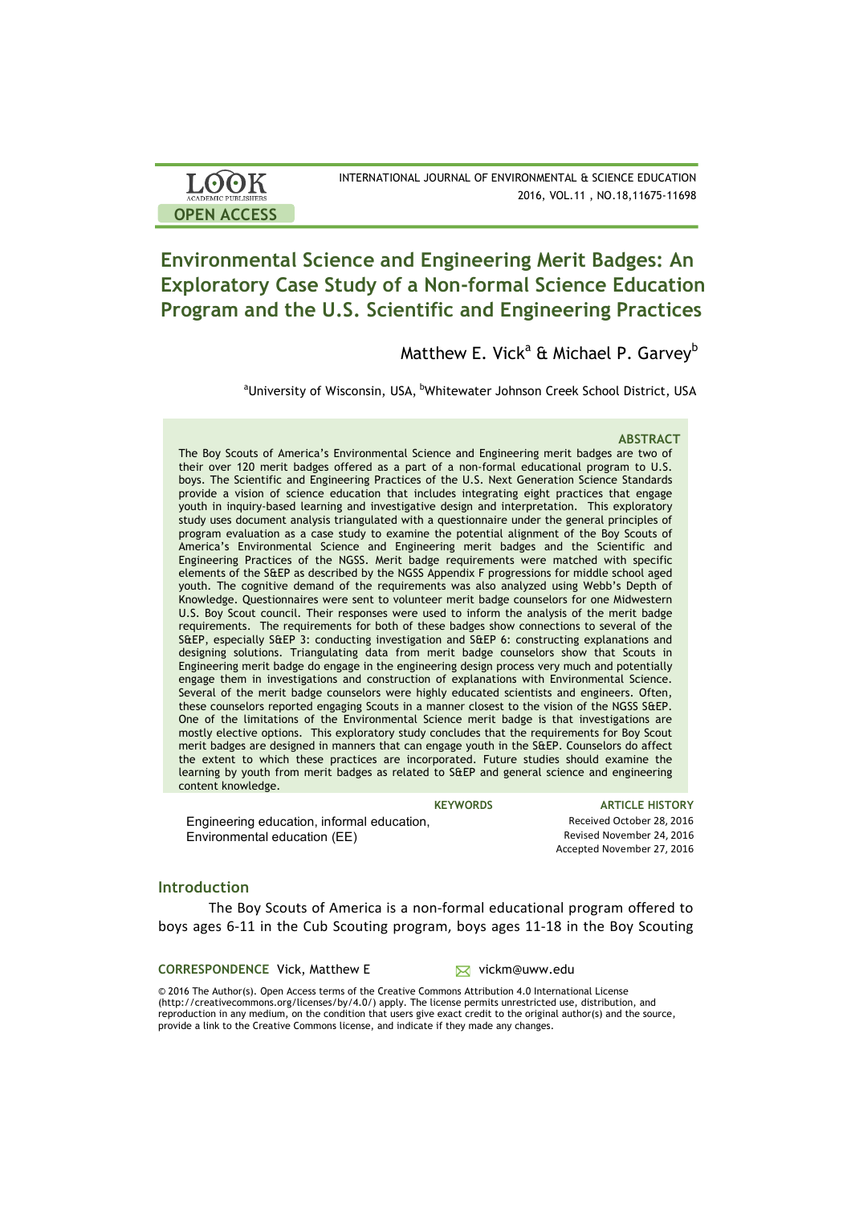OPEN ACCESS

# Environmental Science and Engineering Merit Badges: An Exploratory Case Study of a Non-formal Science Education Program and the U.S. Scientific and Engineering Practices

Matthew E. Vick[a] & Michael P. Garvey[b]

[a]University of Wisconsin, USA, [b]Whitewater Johnson Creek School District, USA

## ABSTRACT

The Boy Scouts of America's Environmental Science and Engineering merit badges are two of their over 120 merit badges offered as a part of a non-formal educational program to U.S. boys. The Scientific and Engineering Practices of the U.S. Next Generation Science Standards provide a vision of science education that includes integrating eight practices that engage youth in inquiry-based learning and investigative design and interpretation. This exploratory study uses document analysis triangulated with a questionnaire under the general principles of program evaluation as a case study to examine the potential alignment of the Boy Scouts of America's Environmental Science and Engineering merit badges and the Scientific and Engineering Practices of the NGSS. Merit badge requirements were matched with specific elements of the S&EP as described by the NGSS Appendix F progressions for middle school aged youth. The cognitive demand of the requirements was also analyzed using Webb's Depth of Knowledge. Questionnaires were sent to volunteer merit badge counselors for one Midwestern U.S. Boy Scout council. Their responses were used to inform the analysis of the merit badge requirements. The requirements for both of these badges show connections to several of the S&EP, especially S&EP 3: conducting investigation and S&EP 6: constructing explanations and designing solutions. Triangulating data from merit badge counselors show that Scouts in Engineering merit badge do engage in the engineering design process very much and potentially engage them in investigations and construction of explanations with Environmental Science. Several of the merit badge counselors were highly educated scientists and engineers. Often, these counselors reported engaging Scouts in a manner closest to the vision of the NGSS S&EP. One of the limitations of the Environmental Science merit badge is that investigations are mostly elective options. This exploratory study concludes that the requirements for Boy Scout merit badges are designed in manners that can engage youth in the S&EP. Counselors do affect the extent to which these practices are incorporated. Future studies should examine the learning by youth from merit badges as related to S&EP and general science and engineering content knowledge.

**KEYWORDS**
Engineering education, informal education, Environmental education (EE)

**ARTICLE HISTORY**
Received October 28, 2016
Revised November 24, 2016
Accepted November 27, 2016

## Introduction

The Boy Scouts of America is a non-formal educational program offered to boys ages 6-11 in the Cub Scouting program, boys ages 11-18 in the Boy Scouting

**CORRESPONDENCE** Vick, Matthew E vickm@uww.edu

© 2016 The Author(s). Open Access terms of the Creative Commons Attribution 4.0 International License (http://creativecommons.org/licenses/by/4.0/) apply. The license permits unrestricted use, distribution, and reproduction in any medium, on the condition that users give exact credit to the original author(s) and the source, provide a link to the Creative Commons license, and indicate if they made any changes.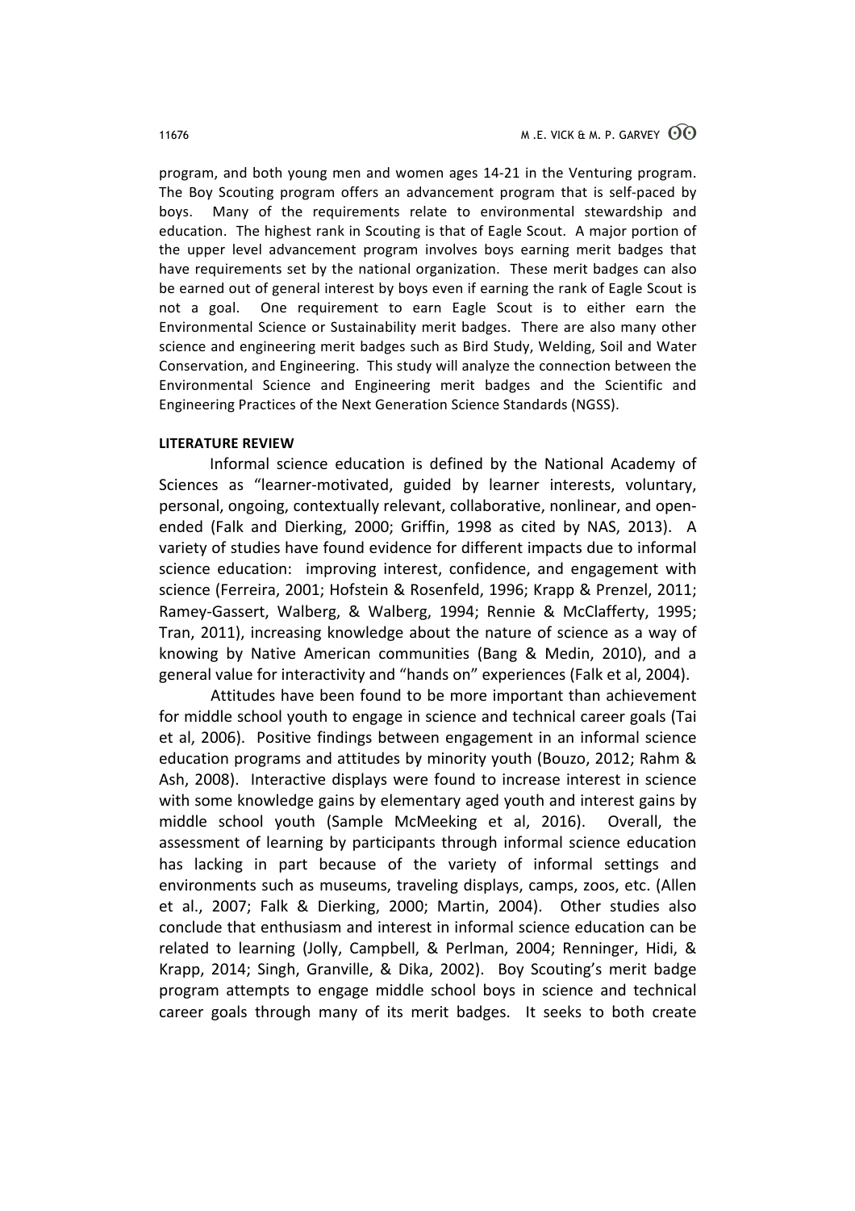program, and both young men and women ages 14-21 in the Venturing program. The Boy Scouting program offers an advancement program that is self-paced by boys. Many of the requirements relate to environmental stewardship and education. The highest rank in Scouting is that of Eagle Scout. A major portion of the upper level advancement program involves boys earning merit badges that have requirements set by the national organization. These merit badges can also be earned out of general interest by boys even if earning the rank of Eagle Scout is not a goal. One requirement to earn Eagle Scout is to either earn the Environmental Science or Sustainability merit badges. There are also many other science and engineering merit badges such as Bird Study, Welding, Soil and Water Conservation, and Engineering. This study will analyze the connection between the Environmental Science and Engineering merit badges and the Scientific and Engineering Practices of the Next Generation Science Standards (NGSS).

**LITERATURE REVIEW**

Informal science education is defined by the National Academy of Sciences as "learner-motivated, guided by learner interests, voluntary, personal, ongoing, contextually relevant, collaborative, nonlinear, and open-ended (Falk and Dierking, 2000; Griffin, 1998 as cited by NAS, 2013). A variety of studies have found evidence for different impacts due to informal science education: improving interest, confidence, and engagement with science (Ferreira, 2001; Hofstein & Rosenfeld, 1996; Krapp & Prenzel, 2011; Ramey-Gassert, Walberg, & Walberg, 1994; Rennie & McClafferty, 1995; Tran, 2011), increasing knowledge about the nature of science as a way of knowing by Native American communities (Bang & Medin, 2010), and a general value for interactivity and "hands on" experiences (Falk et al, 2004).

Attitudes have been found to be more important than achievement for middle school youth to engage in science and technical career goals (Tai et al, 2006). Positive findings between engagement in an informal science education programs and attitudes by minority youth (Bouzo, 2012; Rahm & Ash, 2008). Interactive displays were found to increase interest in science with some knowledge gains by elementary aged youth and interest gains by middle school youth (Sample McMeeking et al, 2016). Overall, the assessment of learning by participants through informal science education has lacking in part because of the variety of informal settings and environments such as museums, traveling displays, camps, zoos, etc. (Allen et al., 2007; Falk & Dierking, 2000; Martin, 2004). Other studies also conclude that enthusiasm and interest in informal science education can be related to learning (Jolly, Campbell, & Perlman, 2004; Renninger, Hidi, & Krapp, 2014; Singh, Granville, & Dika, 2002). Boy Scouting's merit badge program attempts to engage middle school boys in science and technical career goals through many of its merit badges. It seeks to both create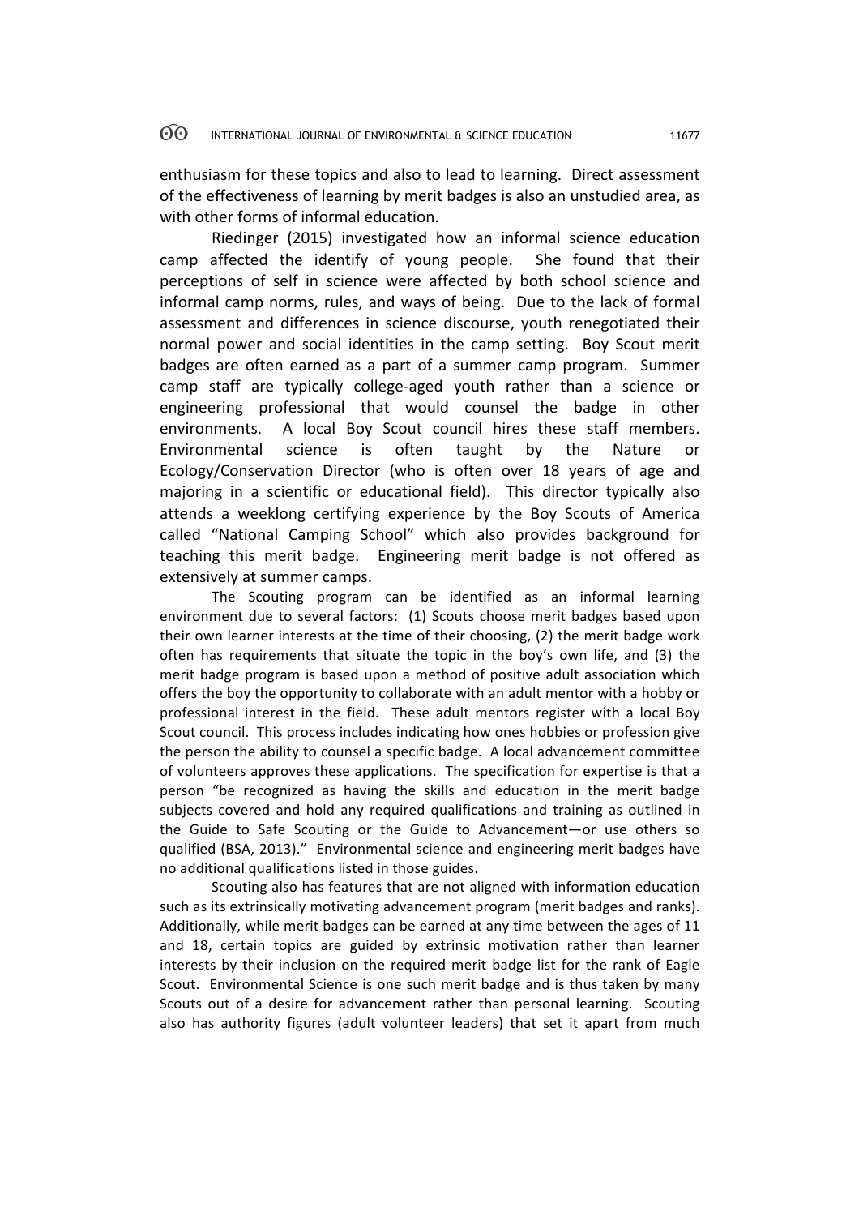enthusiasm for these topics and also to lead to learning. Direct assessment of the effectiveness of learning by merit badges is also an unstudied area, as with other forms of informal education.

Riedinger (2015) investigated how an informal science education camp affected the identify of young people. She found that their perceptions of self in science were affected by both school science and informal camp norms, rules, and ways of being. Due to the lack of formal assessment and differences in science discourse, youth renegotiated their normal power and social identities in the camp setting. Boy Scout merit badges are often earned as a part of a summer camp program. Summer camp staff are typically college-aged youth rather than a science or engineering professional that would counsel the badge in other environments. A local Boy Scout council hires these staff members. Environmental science is often taught by the Nature or Ecology/Conservation Director (who is often over 18 years of age and majoring in a scientific or educational field). This director typically also attends a weeklong certifying experience by the Boy Scouts of America called "National Camping School" which also provides background for teaching this merit badge. Engineering merit badge is not offered as extensively at summer camps.

The Scouting program can be identified as an informal learning environment due to several factors: (1) Scouts choose merit badges based upon their own learner interests at the time of their choosing, (2) the merit badge work often has requirements that situate the topic in the boy's own life, and (3) the merit badge program is based upon a method of positive adult association which offers the boy the opportunity to collaborate with an adult mentor with a hobby or professional interest in the field. These adult mentors register with a local Boy Scout council. This process includes indicating how ones hobbies or profession give the person the ability to counsel a specific badge. A local advancement committee of volunteers approves these applications. The specification for expertise is that a person "be recognized as having the skills and education in the merit badge subjects covered and hold any required qualifications and training as outlined in the Guide to Safe Scouting or the Guide to Advancement—or use others so qualified (BSA, 2013)." Environmental science and engineering merit badges have no additional qualifications listed in those guides.

Scouting also has features that are not aligned with information education such as its extrinsically motivating advancement program (merit badges and ranks). Additionally, while merit badges can be earned at any time between the ages of 11 and 18, certain topics are guided by extrinsic motivation rather than learner interests by their inclusion on the required merit badge list for the rank of Eagle Scout. Environmental Science is one such merit badge and is thus taken by many Scouts out of a desire for advancement rather than personal learning. Scouting also has authority figures (adult volunteer leaders) that set it apart from much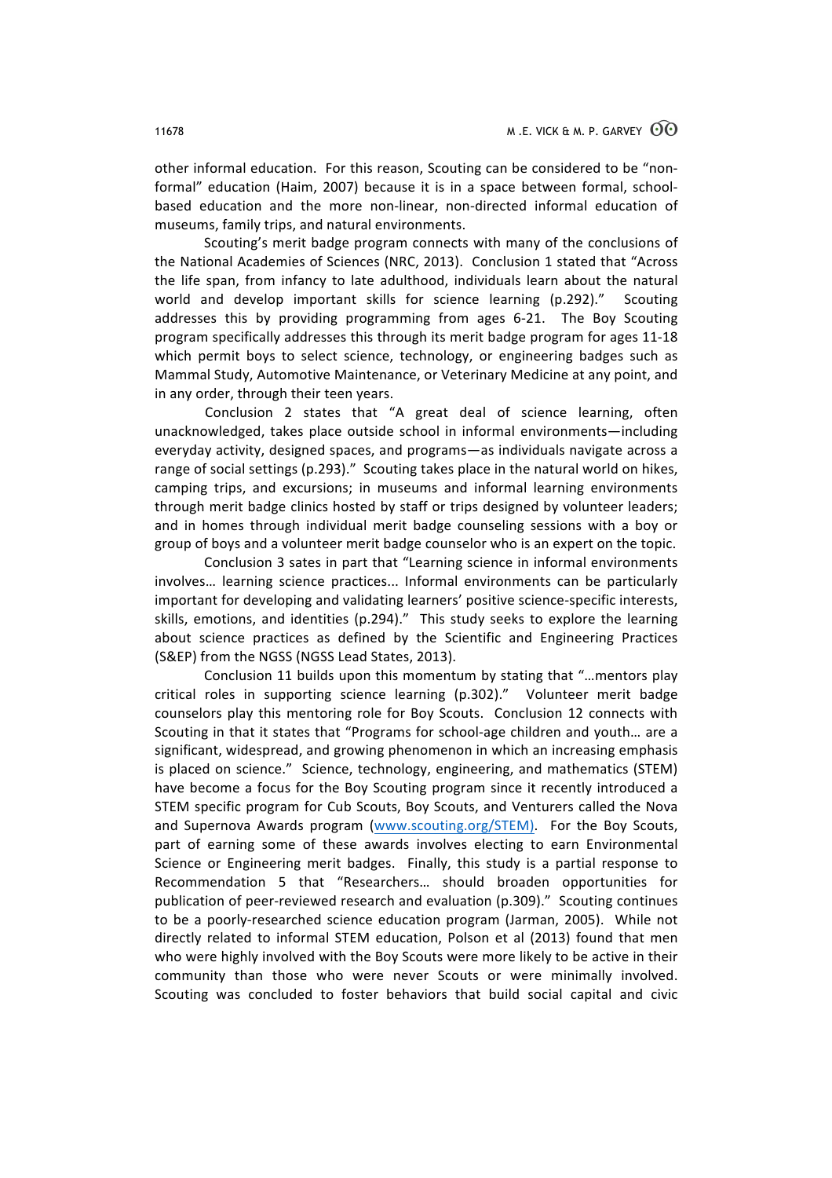other informal education. For this reason, Scouting can be considered to be "non-formal" education (Haim, 2007) because it is in a space between formal, school-based education and the more non-linear, non-directed informal education of museums, family trips, and natural environments.

Scouting's merit badge program connects with many of the conclusions of the National Academies of Sciences (NRC, 2013). Conclusion 1 stated that "Across the life span, from infancy to late adulthood, individuals learn about the natural world and develop important skills for science learning (p.292)." Scouting addresses this by providing programming from ages 6-21. The Boy Scouting program specifically addresses this through its merit badge program for ages 11-18 which permit boys to select science, technology, or engineering badges such as Mammal Study, Automotive Maintenance, or Veterinary Medicine at any point, and in any order, through their teen years.

Conclusion 2 states that "A great deal of science learning, often unacknowledged, takes place outside school in informal environments—including everyday activity, designed spaces, and programs—as individuals navigate across a range of social settings (p.293)." Scouting takes place in the natural world on hikes, camping trips, and excursions; in museums and informal learning environments through merit badge clinics hosted by staff or trips designed by volunteer leaders; and in homes through individual merit badge counseling sessions with a boy or group of boys and a volunteer merit badge counselor who is an expert on the topic.

Conclusion 3 sates in part that "Learning science in informal environments involves… learning science practices... Informal environments can be particularly important for developing and validating learners' positive science-specific interests, skills, emotions, and identities (p.294)." This study seeks to explore the learning about science practices as defined by the Scientific and Engineering Practices (S&EP) from the NGSS (NGSS Lead States, 2013).

Conclusion 11 builds upon this momentum by stating that "…mentors play critical roles in supporting science learning (p.302)." Volunteer merit badge counselors play this mentoring role for Boy Scouts. Conclusion 12 connects with Scouting in that it states that "Programs for school-age children and youth… are a significant, widespread, and growing phenomenon in which an increasing emphasis is placed on science." Science, technology, engineering, and mathematics (STEM) have become a focus for the Boy Scouting program since it recently introduced a STEM specific program for Cub Scouts, Boy Scouts, and Venturers called the Nova and Supernova Awards program (www.scouting.org/STEM). For the Boy Scouts, part of earning some of these awards involves electing to earn Environmental Science or Engineering merit badges. Finally, this study is a partial response to Recommendation 5 that "Researchers… should broaden opportunities for publication of peer-reviewed research and evaluation (p.309)." Scouting continues to be a poorly-researched science education program (Jarman, 2005). While not directly related to informal STEM education, Polson et al (2013) found that men who were highly involved with the Boy Scouts were more likely to be active in their community than those who were never Scouts or were minimally involved. Scouting was concluded to foster behaviors that build social capital and civic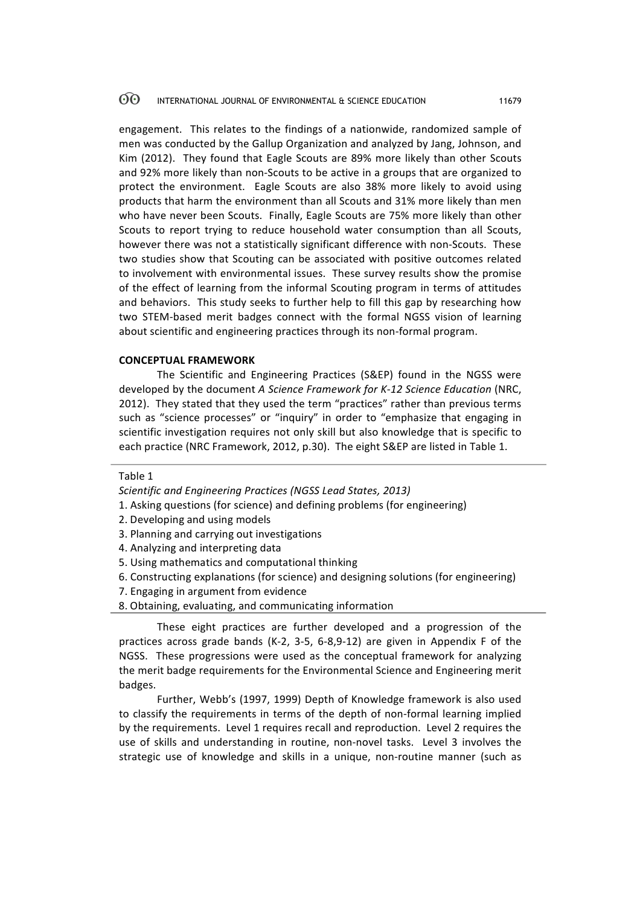engagement. This relates to the findings of a nationwide, randomized sample of men was conducted by the Gallup Organization and analyzed by Jang, Johnson, and Kim (2012). They found that Eagle Scouts are 89% more likely than other Scouts and 92% more likely than non-Scouts to be active in a groups that are organized to protect the environment. Eagle Scouts are also 38% more likely to avoid using products that harm the environment than all Scouts and 31% more likely than men who have never been Scouts. Finally, Eagle Scouts are 75% more likely than other Scouts to report trying to reduce household water consumption than all Scouts, however there was not a statistically significant difference with non-Scouts. These two studies show that Scouting can be associated with positive outcomes related to involvement with environmental issues. These survey results show the promise of the effect of learning from the informal Scouting program in terms of attitudes and behaviors. This study seeks to further help to fill this gap by researching how two STEM-based merit badges connect with the formal NGSS vision of learning about scientific and engineering practices through its non-formal program.

## CONCEPTUAL FRAMEWORK

The Scientific and Engineering Practices (S&EP) found in the NGSS were developed by the document *A Science Framework for K-12 Science Education* (NRC, 2012). They stated that they used the term "practices" rather than previous terms such as "science processes" or "inquiry" in order to "emphasize that engaging in scientific investigation requires not only skill but also knowledge that is specific to each practice (NRC Framework, 2012, p.30). The eight S&EP are listed in Table 1.

Table 1
*Scientific and Engineering Practices (NGSS Lead States, 2013)*

1. Asking questions (for science) and defining problems (for engineering)
2. Developing and using models
3. Planning and carrying out investigations
4. Analyzing and interpreting data
5. Using mathematics and computational thinking
6. Constructing explanations (for science) and designing solutions (for engineering)
7. Engaging in argument from evidence
8. Obtaining, evaluating, and communicating information

These eight practices are further developed and a progression of the practices across grade bands (K-2, 3-5, 6-8,9-12) are given in Appendix F of the NGSS. These progressions were used as the conceptual framework for analyzing the merit badge requirements for the Environmental Science and Engineering merit badges.

Further, Webb's (1997, 1999) Depth of Knowledge framework is also used to classify the requirements in terms of the depth of non-formal learning implied by the requirements. Level 1 requires recall and reproduction. Level 2 requires the use of skills and understanding in routine, non-novel tasks. Level 3 involves the strategic use of knowledge and skills in a unique, non-routine manner (such as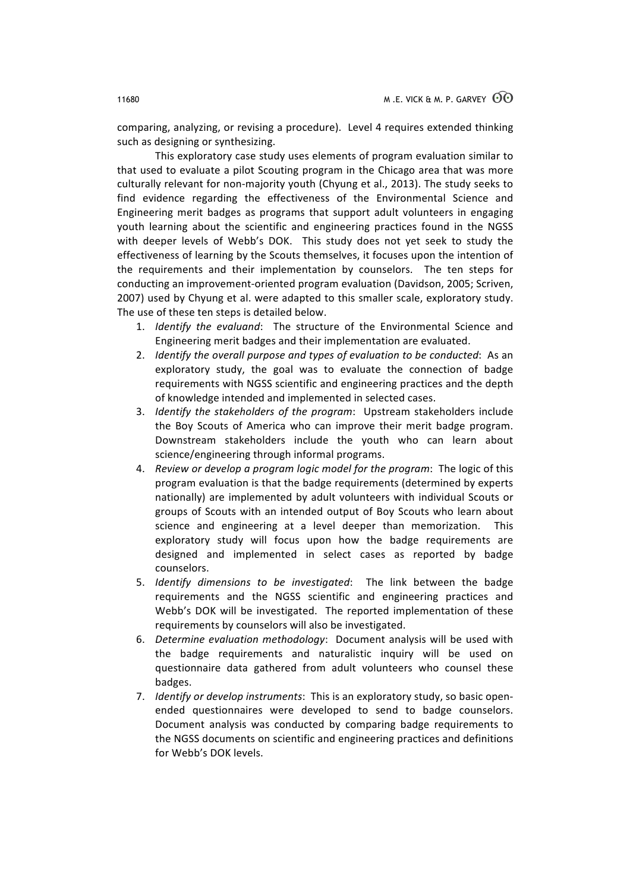comparing, analyzing, or revising a procedure). Level 4 requires extended thinking such as designing or synthesizing.

This exploratory case study uses elements of program evaluation similar to that used to evaluate a pilot Scouting program in the Chicago area that was more culturally relevant for non-majority youth (Chyung et al., 2013). The study seeks to find evidence regarding the effectiveness of the Environmental Science and Engineering merit badges as programs that support adult volunteers in engaging youth learning about the scientific and engineering practices found in the NGSS with deeper levels of Webb's DOK. This study does not yet seek to study the effectiveness of learning by the Scouts themselves, it focuses upon the intention of the requirements and their implementation by counselors. The ten steps for conducting an improvement-oriented program evaluation (Davidson, 2005; Scriven, 2007) used by Chyung et al. were adapted to this smaller scale, exploratory study. The use of these ten steps is detailed below.

1. *Identify the evaluand*: The structure of the Environmental Science and Engineering merit badges and their implementation are evaluated.
2. *Identify the overall purpose and types of evaluation to be conducted*: As an exploratory study, the goal was to evaluate the connection of badge requirements with NGSS scientific and engineering practices and the depth of knowledge intended and implemented in selected cases.
3. *Identify the stakeholders of the program*: Upstream stakeholders include the Boy Scouts of America who can improve their merit badge program. Downstream stakeholders include the youth who can learn about science/engineering through informal programs.
4. *Review or develop a program logic model for the program*: The logic of this program evaluation is that the badge requirements (determined by experts nationally) are implemented by adult volunteers with individual Scouts or groups of Scouts with an intended output of Boy Scouts who learn about science and engineering at a level deeper than memorization. This exploratory study will focus upon how the badge requirements are designed and implemented in select cases as reported by badge counselors.
5. *Identify dimensions to be investigated*: The link between the badge requirements and the NGSS scientific and engineering practices and Webb's DOK will be investigated. The reported implementation of these requirements by counselors will also be investigated.
6. *Determine evaluation methodology*: Document analysis will be used with the badge requirements and naturalistic inquiry will be used on questionnaire data gathered from adult volunteers who counsel these badges.
7. *Identify or develop instruments*: This is an exploratory study, so basic open-ended questionnaires were developed to send to badge counselors. Document analysis was conducted by comparing badge requirements to the NGSS documents on scientific and engineering practices and definitions for Webb's DOK levels.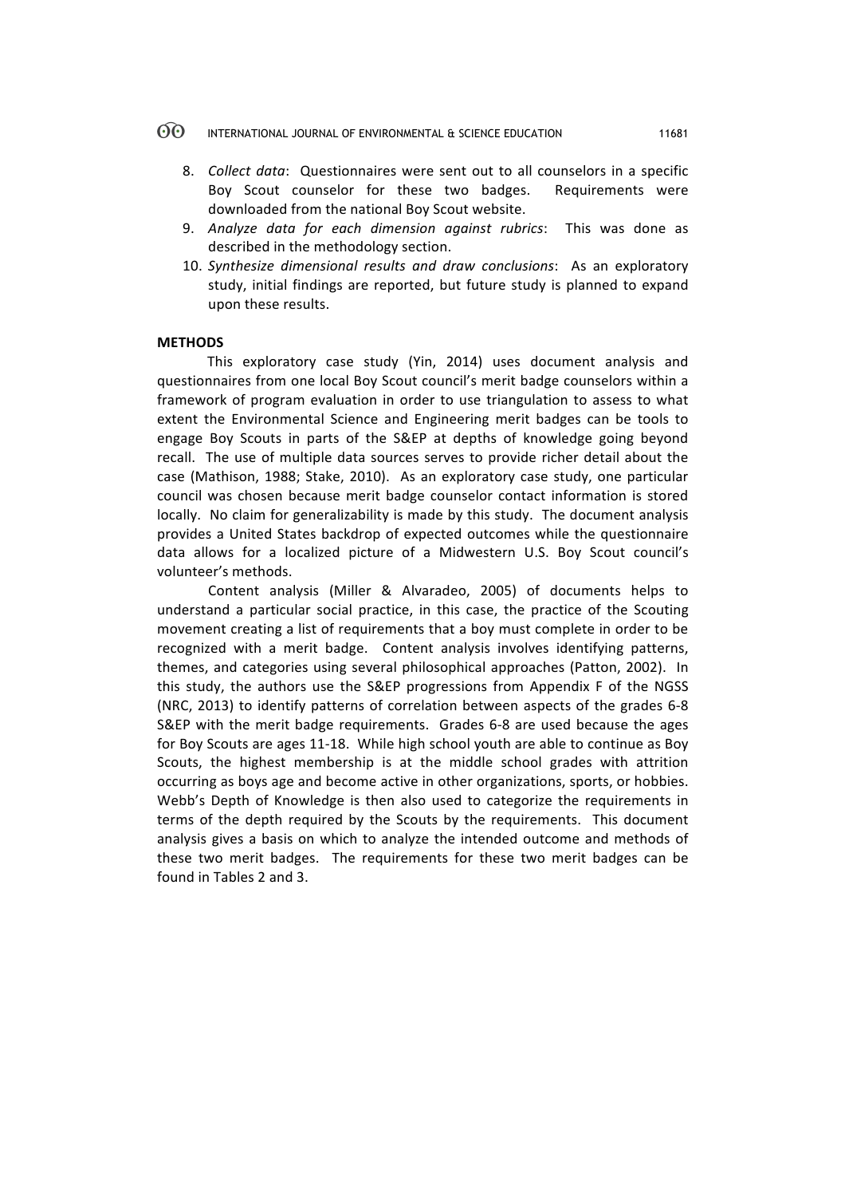8. *Collect data*: Questionnaires were sent out to all counselors in a specific Boy Scout counselor for these two badges. Requirements were downloaded from the national Boy Scout website.
9. *Analyze data for each dimension against rubrics*: This was done as described in the methodology section.
10. *Synthesize dimensional results and draw conclusions*: As an exploratory study, initial findings are reported, but future study is planned to expand upon these results.

**METHODS**

This exploratory case study (Yin, 2014) uses document analysis and questionnaires from one local Boy Scout council's merit badge counselors within a framework of program evaluation in order to use triangulation to assess to what extent the Environmental Science and Engineering merit badges can be tools to engage Boy Scouts in parts of the S&EP at depths of knowledge going beyond recall. The use of multiple data sources serves to provide richer detail about the case (Mathison, 1988; Stake, 2010). As an exploratory case study, one particular council was chosen because merit badge counselor contact information is stored locally. No claim for generalizability is made by this study. The document analysis provides a United States backdrop of expected outcomes while the questionnaire data allows for a localized picture of a Midwestern U.S. Boy Scout council's volunteer's methods.

Content analysis (Miller & Alvaradeo, 2005) of documents helps to understand a particular social practice, in this case, the practice of the Scouting movement creating a list of requirements that a boy must complete in order to be recognized with a merit badge. Content analysis involves identifying patterns, themes, and categories using several philosophical approaches (Patton, 2002). In this study, the authors use the S&EP progressions from Appendix F of the NGSS (NRC, 2013) to identify patterns of correlation between aspects of the grades 6-8 S&EP with the merit badge requirements. Grades 6-8 are used because the ages for Boy Scouts are ages 11-18. While high school youth are able to continue as Boy Scouts, the highest membership is at the middle school grades with attrition occurring as boys age and become active in other organizations, sports, or hobbies. Webb's Depth of Knowledge is then also used to categorize the requirements in terms of the depth required by the Scouts by the requirements. This document analysis gives a basis on which to analyze the intended outcome and methods of these two merit badges. The requirements for these two merit badges can be found in Tables 2 and 3.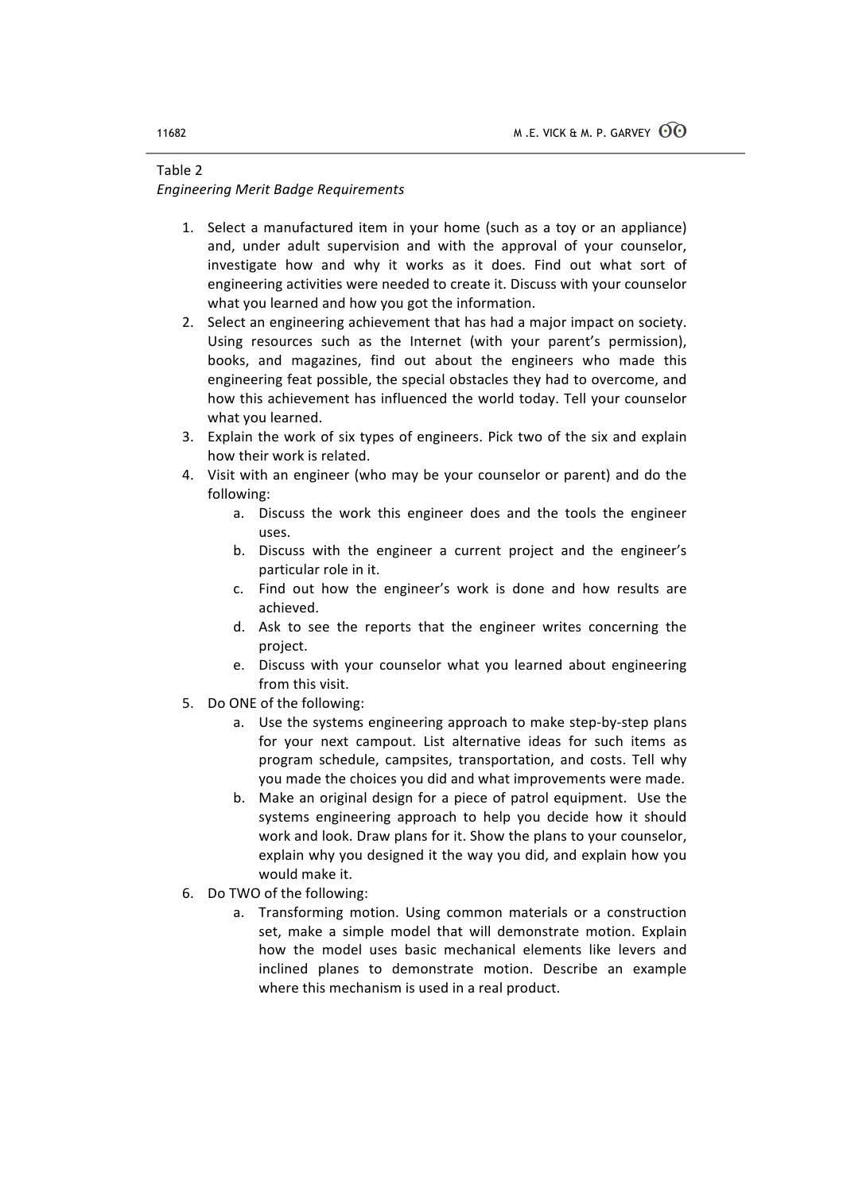Table 2

*Engineering Merit Badge Requirements*

1. Select a manufactured item in your home (such as a toy or an appliance) and, under adult supervision and with the approval of your counselor, investigate how and why it works as it does. Find out what sort of engineering activities were needed to create it. Discuss with your counselor what you learned and how you got the information.
2. Select an engineering achievement that has had a major impact on society. Using resources such as the Internet (with your parent's permission), books, and magazines, find out about the engineers who made this engineering feat possible, the special obstacles they had to overcome, and how this achievement has influenced the world today. Tell your counselor what you learned.
3. Explain the work of six types of engineers. Pick two of the six and explain how their work is related.
4. Visit with an engineer (who may be your counselor or parent) and do the following:
    a. Discuss the work this engineer does and the tools the engineer uses.
    b. Discuss with the engineer a current project and the engineer's particular role in it.
    c. Find out how the engineer's work is done and how results are achieved.
    d. Ask to see the reports that the engineer writes concerning the project.
    e. Discuss with your counselor what you learned about engineering from this visit.
5. Do ONE of the following:
    a. Use the systems engineering approach to make step-by-step plans for your next campout. List alternative ideas for such items as program schedule, campsites, transportation, and costs. Tell why you made the choices you did and what improvements were made.
    b. Make an original design for a piece of patrol equipment. Use the systems engineering approach to help you decide how it should work and look. Draw plans for it. Show the plans to your counselor, explain why you designed it the way you did, and explain how you would make it.
6. Do TWO of the following:
    a. Transforming motion. Using common materials or a construction set, make a simple model that will demonstrate motion. Explain how the model uses basic mechanical elements like levers and inclined planes to demonstrate motion. Describe an example where this mechanism is used in a real product.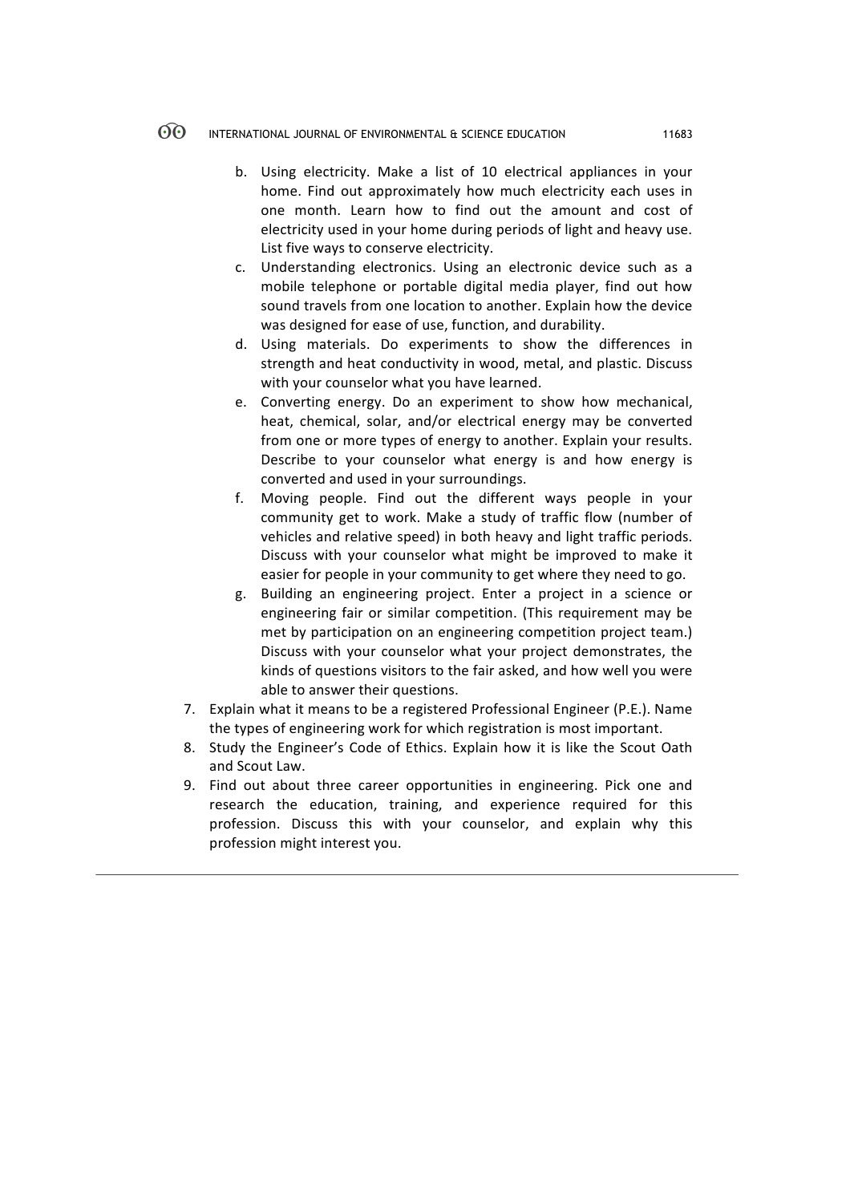b. Using electricity. Make a list of 10 electrical appliances in your home. Find out approximately how much electricity each uses in one month. Learn how to find out the amount and cost of electricity used in your home during periods of light and heavy use. List five ways to conserve electricity.
c. Understanding electronics. Using an electronic device such as a mobile telephone or portable digital media player, find out how sound travels from one location to another. Explain how the device was designed for ease of use, function, and durability.
d. Using materials. Do experiments to show the differences in strength and heat conductivity in wood, metal, and plastic. Discuss with your counselor what you have learned.
e. Converting energy. Do an experiment to show how mechanical, heat, chemical, solar, and/or electrical energy may be converted from one or more types of energy to another. Explain your results. Describe to your counselor what energy is and how energy is converted and used in your surroundings.
f. Moving people. Find out the different ways people in your community get to work. Make a study of traffic flow (number of vehicles and relative speed) in both heavy and light traffic periods. Discuss with your counselor what might be improved to make it easier for people in your community to get where they need to go.
g. Building an engineering project. Enter a project in a science or engineering fair or similar competition. (This requirement may be met by participation on an engineering competition project team.) Discuss with your counselor what your project demonstrates, the kinds of questions visitors to the fair asked, and how well you were able to answer their questions.

7. Explain what it means to be a registered Professional Engineer (P.E.). Name the types of engineering work for which registration is most important.
8. Study the Engineer's Code of Ethics. Explain how it is like the Scout Oath and Scout Law.
9. Find out about three career opportunities in engineering. Pick one and research the education, training, and experience required for this profession. Discuss this with your counselor, and explain why this profession might interest you.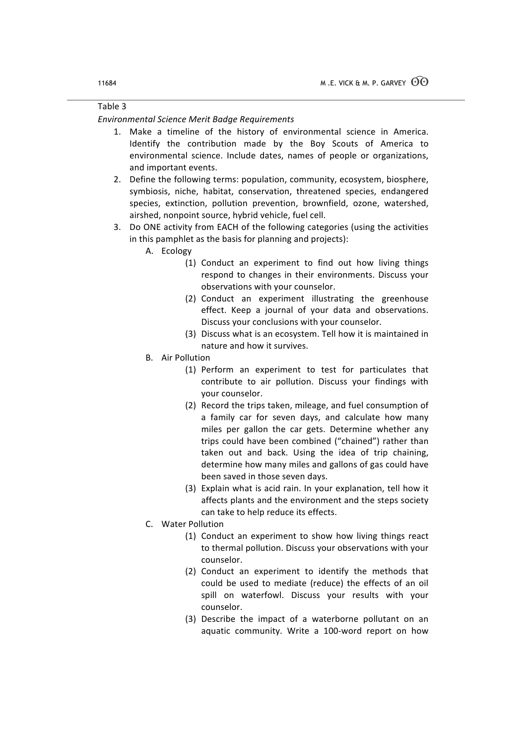Table 3

*Environmental Science Merit Badge Requirements*

1. Make a timeline of the history of environmental science in America. Identify the contribution made by the Boy Scouts of America to environmental science. Include dates, names of people or organizations, and important events.
2. Define the following terms: population, community, ecosystem, biosphere, symbiosis, niche, habitat, conservation, threatened species, endangered species, extinction, pollution prevention, brownfield, ozone, watershed, airshed, nonpoint source, hybrid vehicle, fuel cell.
3. Do ONE activity from EACH of the following categories (using the activities in this pamphlet as the basis for planning and projects):
   A. Ecology
      (1) Conduct an experiment to find out how living things respond to changes in their environments. Discuss your observations with your counselor.
      (2) Conduct an experiment illustrating the greenhouse effect. Keep a journal of your data and observations. Discuss your conclusions with your counselor.
      (3) Discuss what is an ecosystem. Tell how it is maintained in nature and how it survives.
   B. Air Pollution
      (1) Perform an experiment to test for particulates that contribute to air pollution. Discuss your findings with your counselor.
      (2) Record the trips taken, mileage, and fuel consumption of a family car for seven days, and calculate how many miles per gallon the car gets. Determine whether any trips could have been combined ("chained") rather than taken out and back. Using the idea of trip chaining, determine how many miles and gallons of gas could have been saved in those seven days.
      (3) Explain what is acid rain. In your explanation, tell how it affects plants and the environment and the steps society can take to help reduce its effects.
   C. Water Pollution
      (1) Conduct an experiment to show how living things react to thermal pollution. Discuss your observations with your counselor.
      (2) Conduct an experiment to identify the methods that could be used to mediate (reduce) the effects of an oil spill on waterfowl. Discuss your results with your counselor.
      (3) Describe the impact of a waterborne pollutant on an aquatic community. Write a 100-word report on how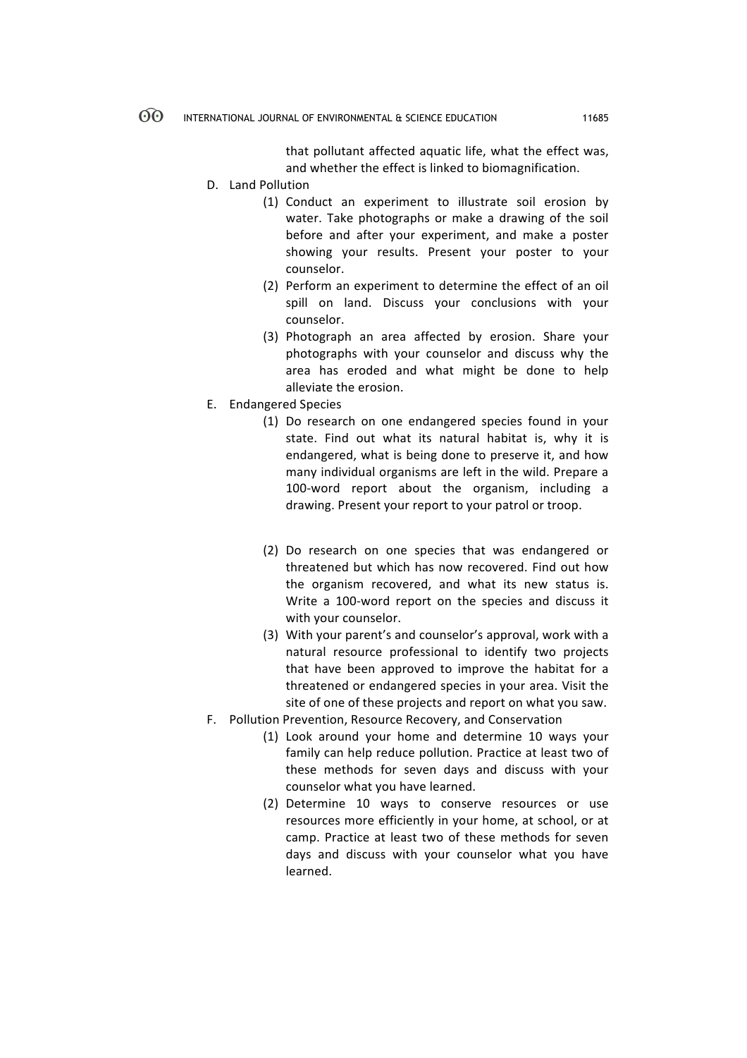that pollutant affected aquatic life, what the effect was, and whether the effect is linked to biomagnification.

D. Land Pollution

(1) Conduct an experiment to illustrate soil erosion by water. Take photographs or make a drawing of the soil before and after your experiment, and make a poster showing your results. Present your poster to your counselor.

(2) Perform an experiment to determine the effect of an oil spill on land. Discuss your conclusions with your counselor.

(3) Photograph an area affected by erosion. Share your photographs with your counselor and discuss why the area has eroded and what might be done to help alleviate the erosion.

E. Endangered Species

(1) Do research on one endangered species found in your state. Find out what its natural habitat is, why it is endangered, what is being done to preserve it, and how many individual organisms are left in the wild. Prepare a 100-word report about the organism, including a drawing. Present your report to your patrol or troop.

(2) Do research on one species that was endangered or threatened but which has now recovered. Find out how the organism recovered, and what its new status is. Write a 100-word report on the species and discuss it with your counselor.

(3) With your parent's and counselor's approval, work with a natural resource professional to identify two projects that have been approved to improve the habitat for a threatened or endangered species in your area. Visit the site of one of these projects and report on what you saw.

F. Pollution Prevention, Resource Recovery, and Conservation

(1) Look around your home and determine 10 ways your family can help reduce pollution. Practice at least two of these methods for seven days and discuss with your counselor what you have learned.

(2) Determine 10 ways to conserve resources or use resources more efficiently in your home, at school, or at camp. Practice at least two of these methods for seven days and discuss with your counselor what you have learned.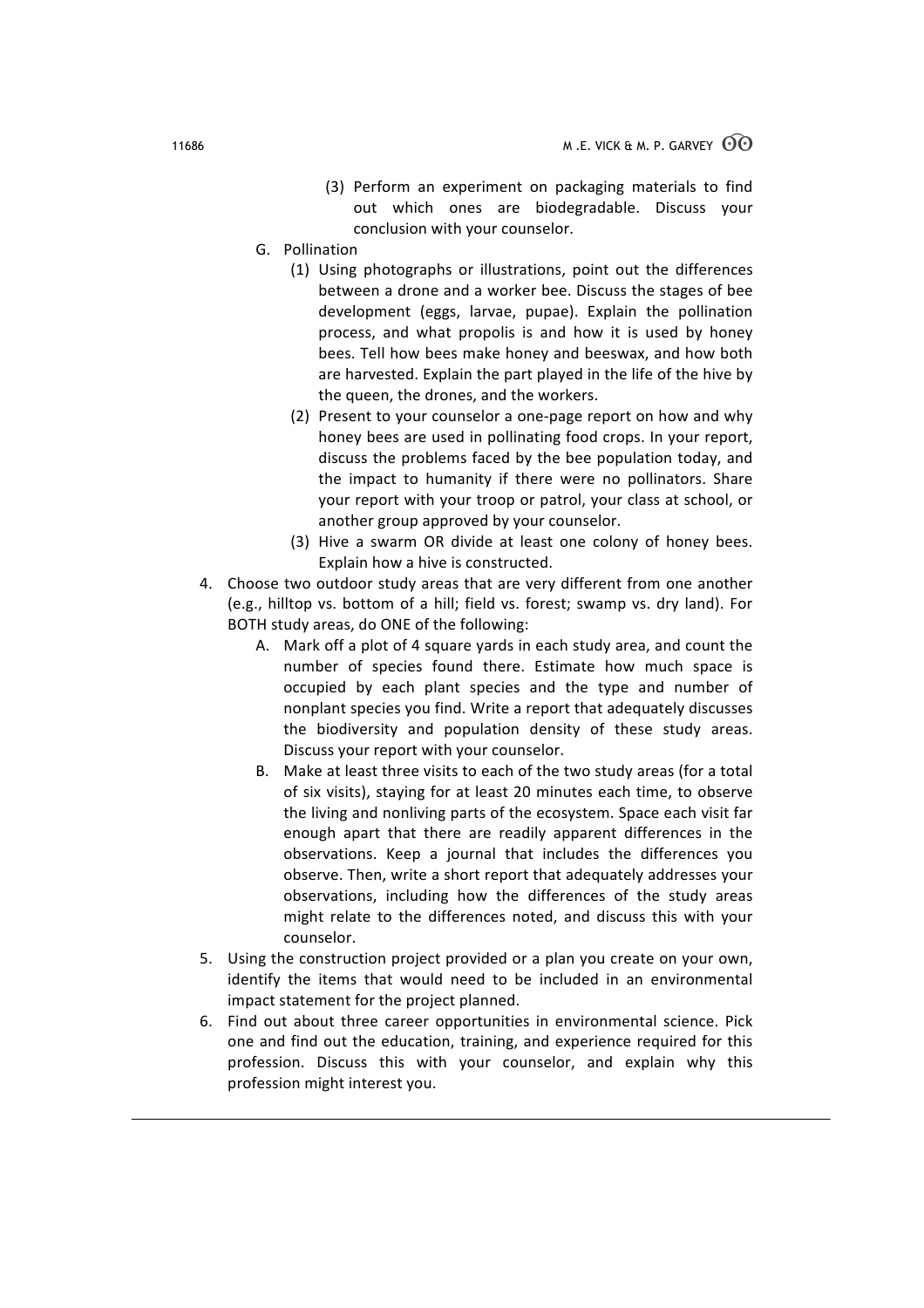(3) Perform an experiment on packaging materials to find out which ones are biodegradable. Discuss your conclusion with your counselor.

G. Pollination

(1) Using photographs or illustrations, point out the differences between a drone and a worker bee. Discuss the stages of bee development (eggs, larvae, pupae). Explain the pollination process, and what propolis is and how it is used by honey bees. Tell how bees make honey and beeswax, and how both are harvested. Explain the part played in the life of the hive by the queen, the drones, and the workers.

(2) Present to your counselor a one-page report on how and why honey bees are used in pollinating food crops. In your report, discuss the problems faced by the bee population today, and the impact to humanity if there were no pollinators. Share your report with your troop or patrol, your class at school, or another group approved by your counselor.

(3) Hive a swarm OR divide at least one colony of honey bees. Explain how a hive is constructed.

4. Choose two outdoor study areas that are very different from one another (e.g., hilltop vs. bottom of a hill; field vs. forest; swamp vs. dry land). For BOTH study areas, do ONE of the following:

   A. Mark off a plot of 4 square yards in each study area, and count the number of species found there. Estimate how much space is occupied by each plant species and the type and number of nonplant species you find. Write a report that adequately discusses the biodiversity and population density of these study areas. Discuss your report with your counselor.

   B. Make at least three visits to each of the two study areas (for a total of six visits), staying for at least 20 minutes each time, to observe the living and nonliving parts of the ecosystem. Space each visit far enough apart that there are readily apparent differences in the observations. Keep a journal that includes the differences you observe. Then, write a short report that adequately addresses your observations, including how the differences of the study areas might relate to the differences noted, and discuss this with your counselor.

5. Using the construction project provided or a plan you create on your own, identify the items that would need to be included in an environmental impact statement for the project planned.

6. Find out about three career opportunities in environmental science. Pick one and find out the education, training, and experience required for this profession. Discuss this with your counselor, and explain why this profession might interest you.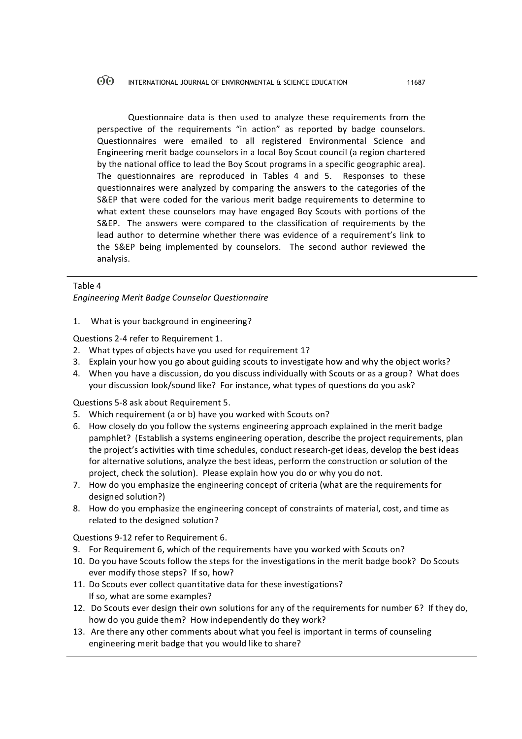Questionnaire data is then used to analyze these requirements from the perspective of the requirements "in action" as reported by badge counselors. Questionnaires were emailed to all registered Environmental Science and Engineering merit badge counselors in a local Boy Scout council (a region chartered by the national office to lead the Boy Scout programs in a specific geographic area). The questionnaires are reproduced in Tables 4 and 5. Responses to these questionnaires were analyzed by comparing the answers to the categories of the S&EP that were coded for the various merit badge requirements to determine to what extent these counselors may have engaged Boy Scouts with portions of the S&EP. The answers were compared to the classification of requirements by the lead author to determine whether there was evidence of a requirement's link to the S&EP being implemented by counselors. The second author reviewed the analysis.

Table 4
*Engineering Merit Badge Counselor Questionnaire*

1. What is your background in engineering?

Questions 2-4 refer to Requirement 1.

2. What types of objects have you used for requirement 1?
3. Explain your how you go about guiding scouts to investigate how and why the object works?
4. When you have a discussion, do you discuss individually with Scouts or as a group? What does your discussion look/sound like? For instance, what types of questions do you ask?

Questions 5-8 ask about Requirement 5.

5. Which requirement (a or b) have you worked with Scouts on?
6. How closely do you follow the systems engineering approach explained in the merit badge pamphlet? (Establish a systems engineering operation, describe the project requirements, plan the project's activities with time schedules, conduct research-get ideas, develop the best ideas for alternative solutions, analyze the best ideas, perform the construction or solution of the project, check the solution). Please explain how you do or why you do not.
7. How do you emphasize the engineering concept of criteria (what are the requirements for designed solution?)
8. How do you emphasize the engineering concept of constraints of material, cost, and time as related to the designed solution?

Questions 9-12 refer to Requirement 6.

9. For Requirement 6, which of the requirements have you worked with Scouts on?
10. Do you have Scouts follow the steps for the investigations in the merit badge book? Do Scouts ever modify those steps? If so, how?
11. Do Scouts ever collect quantitative data for these investigations? If so, what are some examples?
12. Do Scouts ever design their own solutions for any of the requirements for number 6? If they do, how do you guide them? How independently do they work?
13. Are there any other comments about what you feel is important in terms of counseling engineering merit badge that you would like to share?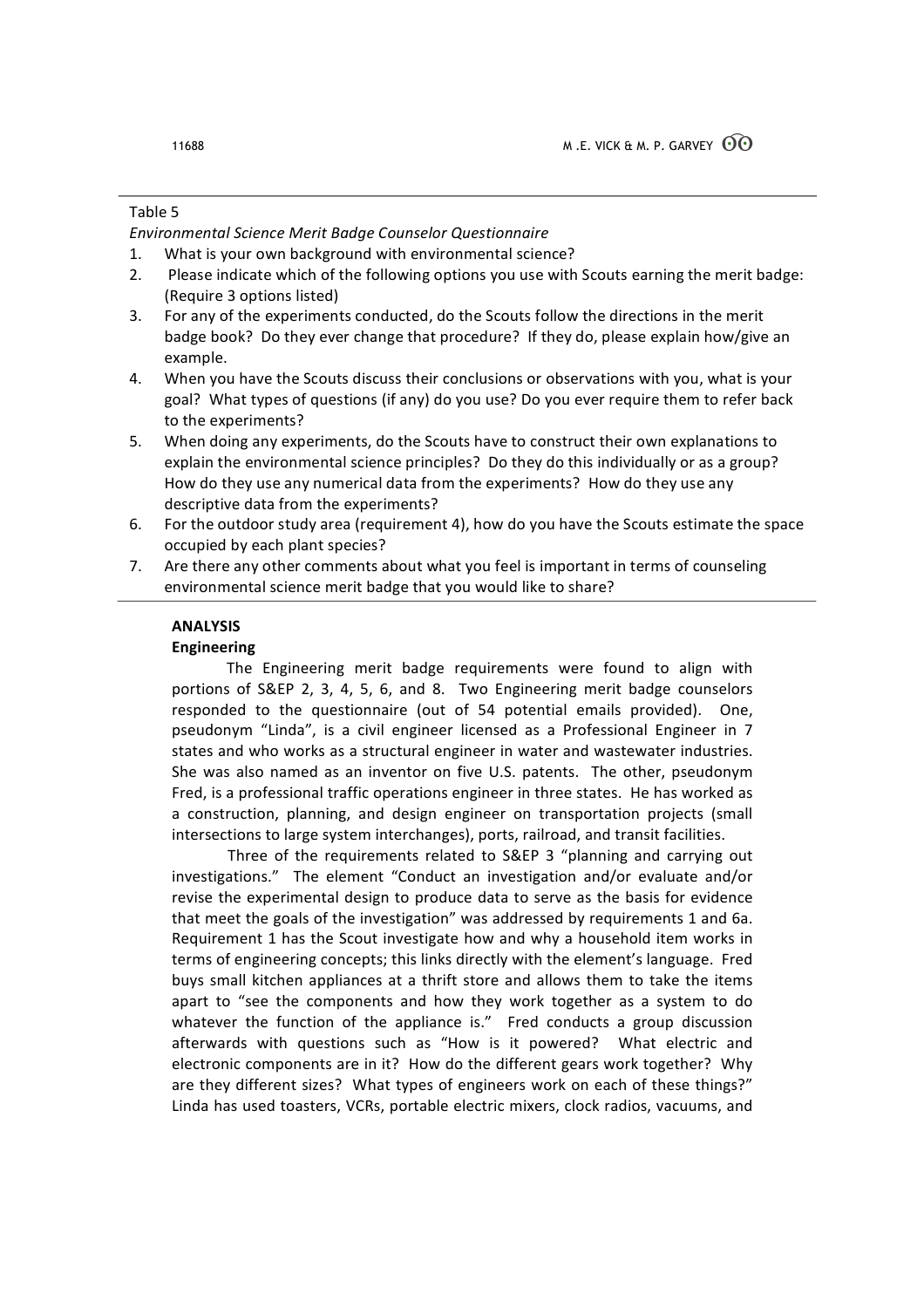Table 5

*Environmental Science Merit Badge Counselor Questionnaire*

1. What is your own background with environmental science?
2. Please indicate which of the following options you use with Scouts earning the merit badge: (Require 3 options listed)
3. For any of the experiments conducted, do the Scouts follow the directions in the merit badge book? Do they ever change that procedure? If they do, please explain how/give an example.
4. When you have the Scouts discuss their conclusions or observations with you, what is your goal? What types of questions (if any) do you use? Do you ever require them to refer back to the experiments?
5. When doing any experiments, do the Scouts have to construct their own explanations to explain the environmental science principles? Do they do this individually or as a group? How do they use any numerical data from the experiments? How do they use any descriptive data from the experiments?
6. For the outdoor study area (requirement 4), how do you have the Scouts estimate the space occupied by each plant species?
7. Are there any other comments about what you feel is important in terms of counseling environmental science merit badge that you would like to share?

## ANALYSIS

### Engineering

The Engineering merit badge requirements were found to align with portions of S&EP 2, 3, 4, 5, 6, and 8. Two Engineering merit badge counselors responded to the questionnaire (out of 54 potential emails provided). One, pseudonym "Linda", is a civil engineer licensed as a Professional Engineer in 7 states and who works as a structural engineer in water and wastewater industries. She was also named as an inventor on five U.S. patents. The other, pseudonym Fred, is a professional traffic operations engineer in three states. He has worked as a construction, planning, and design engineer on transportation projects (small intersections to large system interchanges), ports, railroad, and transit facilities.

Three of the requirements related to S&EP 3 "planning and carrying out investigations." The element "Conduct an investigation and/or evaluate and/or revise the experimental design to produce data to serve as the basis for evidence that meet the goals of the investigation" was addressed by requirements 1 and 6a. Requirement 1 has the Scout investigate how and why a household item works in terms of engineering concepts; this links directly with the element's language. Fred buys small kitchen appliances at a thrift store and allows them to take the items apart to "see the components and how they work together as a system to do whatever the function of the appliance is." Fred conducts a group discussion afterwards with questions such as "How is it powered? What electric and electronic components are in it? How do the different gears work together? Why are they different sizes? What types of engineers work on each of these things?" Linda has used toasters, VCRs, portable electric mixers, clock radios, vacuums, and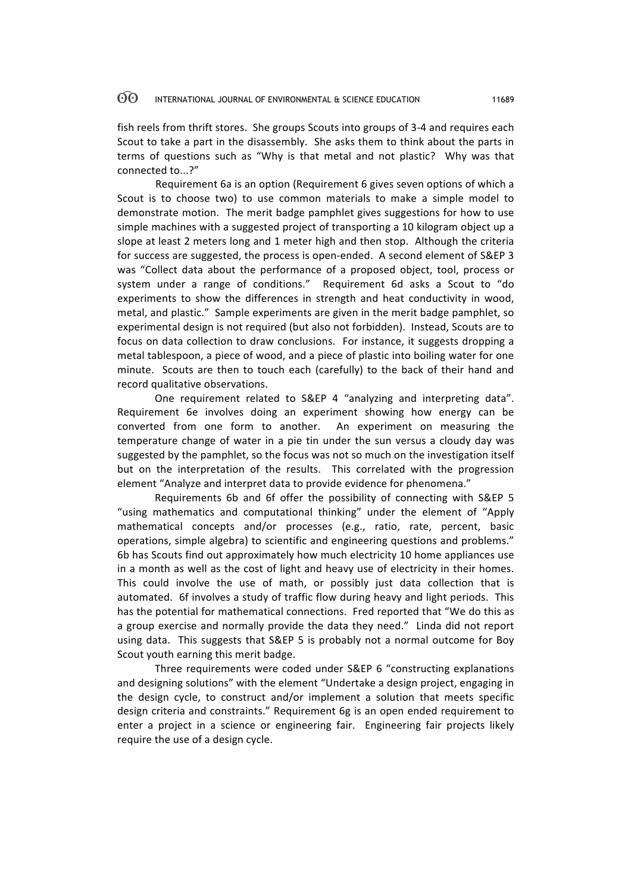fish reels from thrift stores. She groups Scouts into groups of 3-4 and requires each Scout to take a part in the disassembly. She asks them to think about the parts in terms of questions such as "Why is that metal and not plastic? Why was that connected to...?"

Requirement 6a is an option (Requirement 6 gives seven options of which a Scout is to choose two) to use common materials to make a simple model to demonstrate motion. The merit badge pamphlet gives suggestions for how to use simple machines with a suggested project of transporting a 10 kilogram object up a slope at least 2 meters long and 1 meter high and then stop. Although the criteria for success are suggested, the process is open-ended. A second element of S&EP 3 was "Collect data about the performance of a proposed object, tool, process or system under a range of conditions." Requirement 6d asks a Scout to "do experiments to show the differences in strength and heat conductivity in wood, metal, and plastic." Sample experiments are given in the merit badge pamphlet, so experimental design is not required (but also not forbidden). Instead, Scouts are to focus on data collection to draw conclusions. For instance, it suggests dropping a metal tablespoon, a piece of wood, and a piece of plastic into boiling water for one minute. Scouts are then to touch each (carefully) to the back of their hand and record qualitative observations.

One requirement related to S&EP 4 "analyzing and interpreting data". Requirement 6e involves doing an experiment showing how energy can be converted from one form to another. An experiment on measuring the temperature change of water in a pie tin under the sun versus a cloudy day was suggested by the pamphlet, so the focus was not so much on the investigation itself but on the interpretation of the results. This correlated with the progression element "Analyze and interpret data to provide evidence for phenomena."

Requirements 6b and 6f offer the possibility of connecting with S&EP 5 "using mathematics and computational thinking" under the element of "Apply mathematical concepts and/or processes (e.g., ratio, rate, percent, basic operations, simple algebra) to scientific and engineering questions and problems." 6b has Scouts find out approximately how much electricity 10 home appliances use in a month as well as the cost of light and heavy use of electricity in their homes. This could involve the use of math, or possibly just data collection that is automated. 6f involves a study of traffic flow during heavy and light periods. This has the potential for mathematical connections. Fred reported that "We do this as a group exercise and normally provide the data they need." Linda did not report using data. This suggests that S&EP 5 is probably not a normal outcome for Boy Scout youth earning this merit badge.

Three requirements were coded under S&EP 6 "constructing explanations and designing solutions" with the element "Undertake a design project, engaging in the design cycle, to construct and/or implement a solution that meets specific design criteria and constraints." Requirement 6g is an open ended requirement to enter a project in a science or engineering fair. Engineering fair projects likely require the use of a design cycle.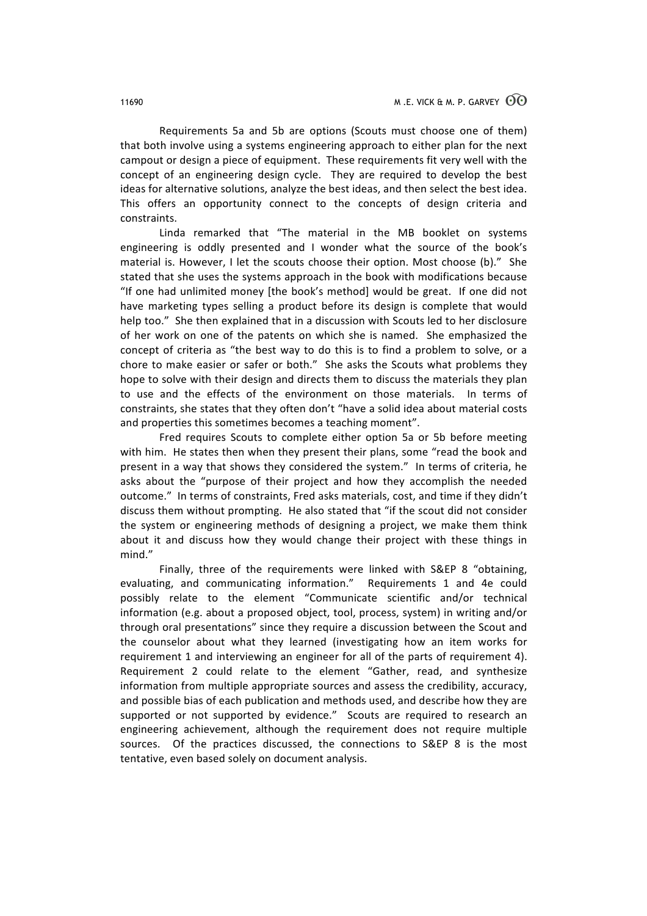Requirements 5a and 5b are options (Scouts must choose one of them) that both involve using a systems engineering approach to either plan for the next campout or design a piece of equipment. These requirements fit very well with the concept of an engineering design cycle. They are required to develop the best ideas for alternative solutions, analyze the best ideas, and then select the best idea. This offers an opportunity connect to the concepts of design criteria and constraints.

Linda remarked that "The material in the MB booklet on systems engineering is oddly presented and I wonder what the source of the book's material is. However, I let the scouts choose their option. Most choose (b)." She stated that she uses the systems approach in the book with modifications because "If one had unlimited money [the book's method] would be great. If one did not have marketing types selling a product before its design is complete that would help too." She then explained that in a discussion with Scouts led to her disclosure of her work on one of the patents on which she is named. She emphasized the concept of criteria as "the best way to do this is to find a problem to solve, or a chore to make easier or safer or both." She asks the Scouts what problems they hope to solve with their design and directs them to discuss the materials they plan to use and the effects of the environment on those materials. In terms of constraints, she states that they often don't "have a solid idea about material costs and properties this sometimes becomes a teaching moment".

Fred requires Scouts to complete either option 5a or 5b before meeting with him. He states then when they present their plans, some "read the book and present in a way that shows they considered the system." In terms of criteria, he asks about the "purpose of their project and how they accomplish the needed outcome." In terms of constraints, Fred asks materials, cost, and time if they didn't discuss them without prompting. He also stated that "if the scout did not consider the system or engineering methods of designing a project, we make them think about it and discuss how they would change their project with these things in mind."

Finally, three of the requirements were linked with S&EP 8 "obtaining, evaluating, and communicating information." Requirements 1 and 4e could possibly relate to the element "Communicate scientific and/or technical information (e.g. about a proposed object, tool, process, system) in writing and/or through oral presentations" since they require a discussion between the Scout and the counselor about what they learned (investigating how an item works for requirement 1 and interviewing an engineer for all of the parts of requirement 4). Requirement 2 could relate to the element "Gather, read, and synthesize information from multiple appropriate sources and assess the credibility, accuracy, and possible bias of each publication and methods used, and describe how they are supported or not supported by evidence." Scouts are required to research an engineering achievement, although the requirement does not require multiple sources. Of the practices discussed, the connections to S&EP 8 is the most tentative, even based solely on document analysis.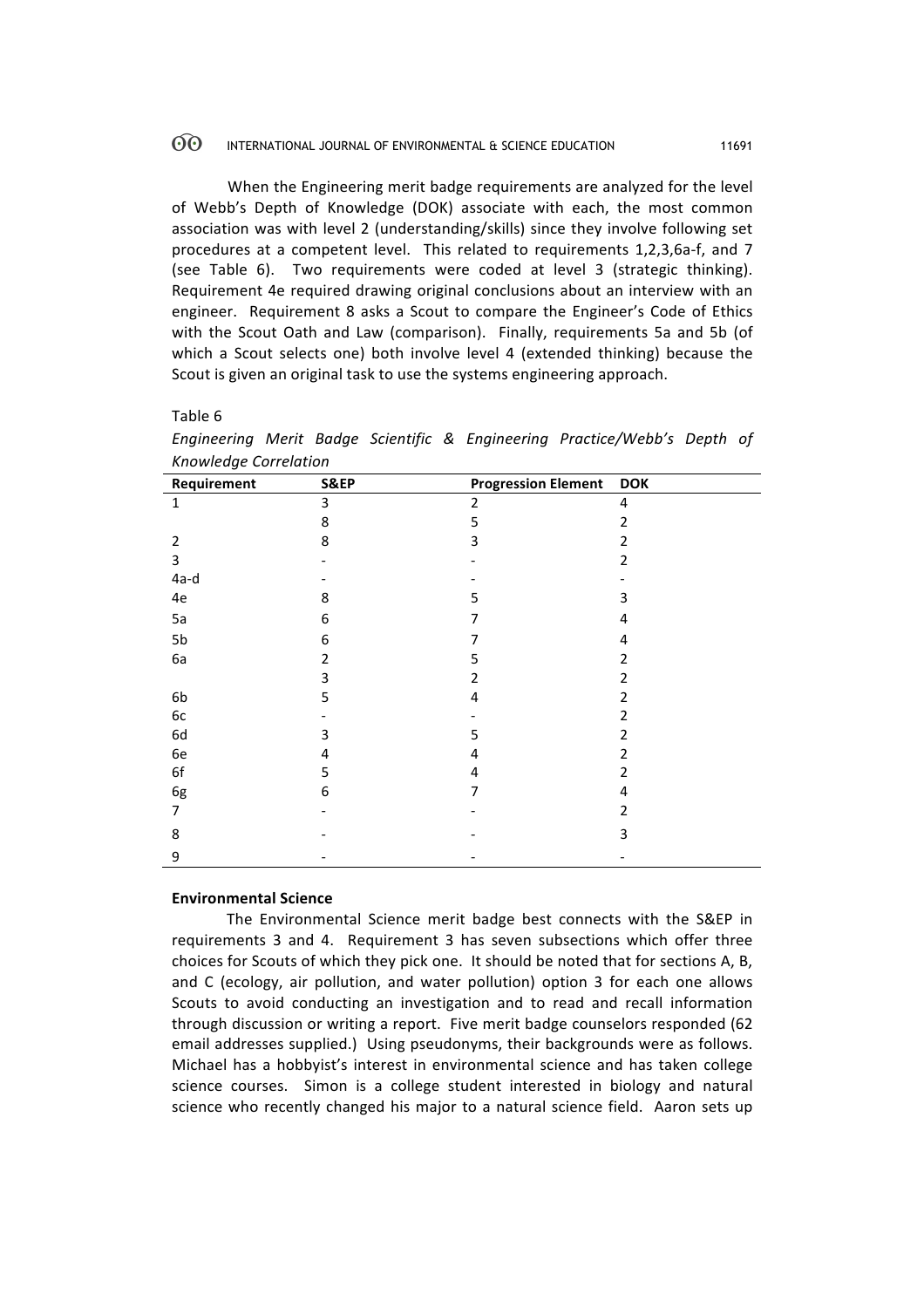When the Engineering merit badge requirements are analyzed for the level of Webb's Depth of Knowledge (DOK) associate with each, the most common association was with level 2 (understanding/skills) since they involve following set procedures at a competent level. This related to requirements 1,2,3,6a-f, and 7 (see Table 6). Two requirements were coded at level 3 (strategic thinking). Requirement 4e required drawing original conclusions about an interview with an engineer. Requirement 8 asks a Scout to compare the Engineer's Code of Ethics with the Scout Oath and Law (comparison). Finally, requirements 5a and 5b (of which a Scout selects one) both involve level 4 (extended thinking) because the Scout is given an original task to use the systems engineering approach.

Table 6

*Engineering Merit Badge Scientific & Engineering Practice/Webb's Depth of Knowledge Correlation*

| Requirement | S&EP | Progression Element | DOK |
|---|---|---|---|
| 1 | 3 | 2 | 4 |
| | 8 | 5 | 2 |
| 2 | 8 | 3 | 2 |
| 3 | - | - | 2 |
| 4a-d | - | - | - |
| 4e | 8 | 5 | 3 |
| 5a | 6 | 7 | 4 |
| 5b | 6 | 7 | 4 |
| 6a | 2 | 5 | 2 |
| | 3 | 2 | 2 |
| 6b | 5 | 4 | 2 |
| 6c | - | - | 2 |
| 6d | 3 | 5 | 2 |
| 6e | 4 | 4 | 2 |
| 6f | 5 | 4 | 2 |
| 6g | 6 | 7 | 4 |
| 7 | - | - | 2 |
| 8 | - | - | 3 |
| 9 | - | - | - |

**Environmental Science**

The Environmental Science merit badge best connects with the S&EP in requirements 3 and 4. Requirement 3 has seven subsections which offer three choices for Scouts of which they pick one. It should be noted that for sections A, B, and C (ecology, air pollution, and water pollution) option 3 for each one allows Scouts to avoid conducting an investigation and to read and recall information through discussion or writing a report. Five merit badge counselors responded (62 email addresses supplied.) Using pseudonyms, their backgrounds were as follows. Michael has a hobbyist's interest in environmental science and has taken college science courses. Simon is a college student interested in biology and natural science who recently changed his major to a natural science field. Aaron sets up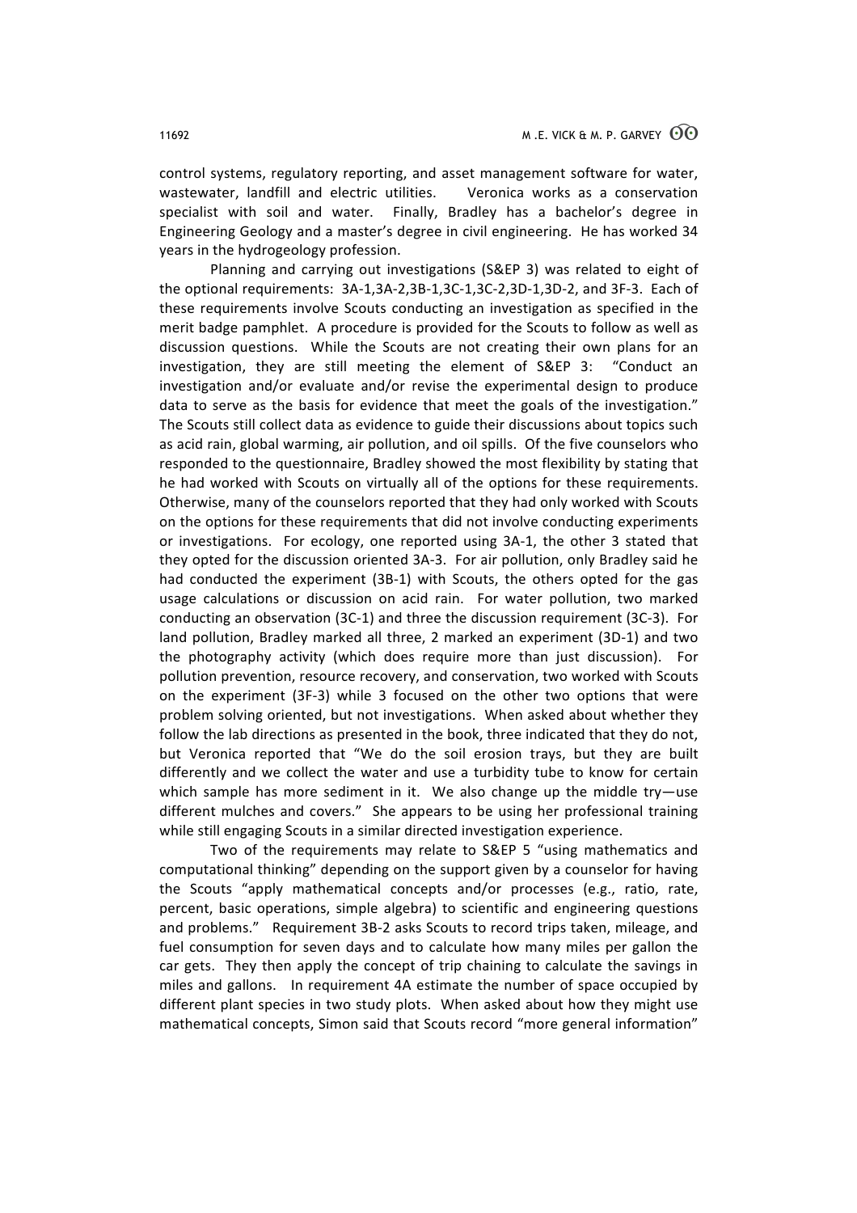control systems, regulatory reporting, and asset management software for water, wastewater, landfill and electric utilities. Veronica works as a conservation specialist with soil and water. Finally, Bradley has a bachelor's degree in Engineering Geology and a master's degree in civil engineering. He has worked 34 years in the hydrogeology profession.

Planning and carrying out investigations (S&EP 3) was related to eight of the optional requirements: 3A-1,3A-2,3B-1,3C-1,3C-2,3D-1,3D-2, and 3F-3. Each of these requirements involve Scouts conducting an investigation as specified in the merit badge pamphlet. A procedure is provided for the Scouts to follow as well as discussion questions. While the Scouts are not creating their own plans for an investigation, they are still meeting the element of S&EP 3: "Conduct an investigation and/or evaluate and/or revise the experimental design to produce data to serve as the basis for evidence that meet the goals of the investigation." The Scouts still collect data as evidence to guide their discussions about topics such as acid rain, global warming, air pollution, and oil spills. Of the five counselors who responded to the questionnaire, Bradley showed the most flexibility by stating that he had worked with Scouts on virtually all of the options for these requirements. Otherwise, many of the counselors reported that they had only worked with Scouts on the options for these requirements that did not involve conducting experiments or investigations. For ecology, one reported using 3A-1, the other 3 stated that they opted for the discussion oriented 3A-3. For air pollution, only Bradley said he had conducted the experiment (3B-1) with Scouts, the others opted for the gas usage calculations or discussion on acid rain. For water pollution, two marked conducting an observation (3C-1) and three the discussion requirement (3C-3). For land pollution, Bradley marked all three, 2 marked an experiment (3D-1) and two the photography activity (which does require more than just discussion). For pollution prevention, resource recovery, and conservation, two worked with Scouts on the experiment (3F-3) while 3 focused on the other two options that were problem solving oriented, but not investigations. When asked about whether they follow the lab directions as presented in the book, three indicated that they do not, but Veronica reported that "We do the soil erosion trays, but they are built differently and we collect the water and use a turbidity tube to know for certain which sample has more sediment in it. We also change up the middle try—use different mulches and covers." She appears to be using her professional training while still engaging Scouts in a similar directed investigation experience.

Two of the requirements may relate to S&EP 5 "using mathematics and computational thinking" depending on the support given by a counselor for having the Scouts "apply mathematical concepts and/or processes (e.g., ratio, rate, percent, basic operations, simple algebra) to scientific and engineering questions and problems." Requirement 3B-2 asks Scouts to record trips taken, mileage, and fuel consumption for seven days and to calculate how many miles per gallon the car gets. They then apply the concept of trip chaining to calculate the savings in miles and gallons. In requirement 4A estimate the number of space occupied by different plant species in two study plots. When asked about how they might use mathematical concepts, Simon said that Scouts record "more general information"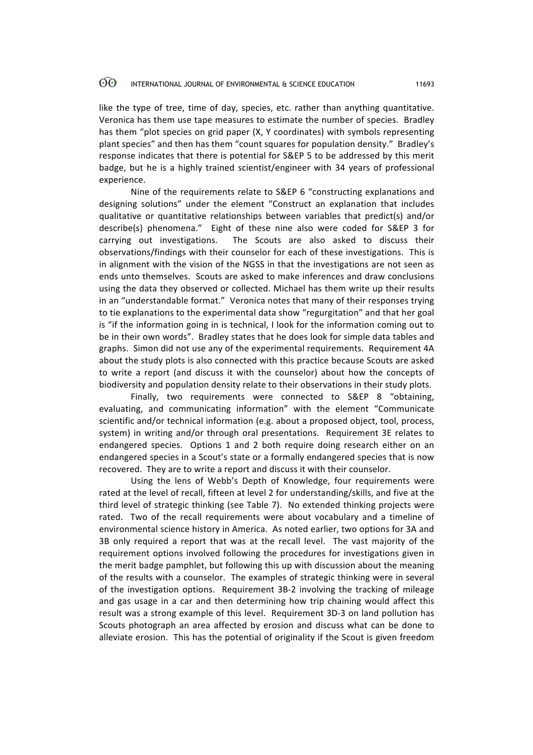like the type of tree, time of day, species, etc. rather than anything quantitative. Veronica has them use tape measures to estimate the number of species. Bradley has them "plot species on grid paper (X, Y coordinates) with symbols representing plant species" and then has them "count squares for population density." Bradley's response indicates that there is potential for S&EP 5 to be addressed by this merit badge, but he is a highly trained scientist/engineer with 34 years of professional experience.

Nine of the requirements relate to S&EP 6 "constructing explanations and designing solutions" under the element "Construct an explanation that includes qualitative or quantitative relationships between variables that predict(s) and/or describe(s) phenomena." Eight of these nine also were coded for S&EP 3 for carrying out investigations. The Scouts are also asked to discuss their observations/findings with their counselor for each of these investigations. This is in alignment with the vision of the NGSS in that the investigations are not seen as ends unto themselves. Scouts are asked to make inferences and draw conclusions using the data they observed or collected. Michael has them write up their results in an "understandable format." Veronica notes that many of their responses trying to tie explanations to the experimental data show "regurgitation" and that her goal is "if the information going in is technical, I look for the information coming out to be in their own words". Bradley states that he does look for simple data tables and graphs. Simon did not use any of the experimental requirements. Requirement 4A about the study plots is also connected with this practice because Scouts are asked to write a report (and discuss it with the counselor) about how the concepts of biodiversity and population density relate to their observations in their study plots.

Finally, two requirements were connected to S&EP 8 "obtaining, evaluating, and communicating information" with the element "Communicate scientific and/or technical information (e.g. about a proposed object, tool, process, system) in writing and/or through oral presentations. Requirement 3E relates to endangered species. Options 1 and 2 both require doing research either on an endangered species in a Scout's state or a formally endangered species that is now recovered. They are to write a report and discuss it with their counselor.

Using the lens of Webb's Depth of Knowledge, four requirements were rated at the level of recall, fifteen at level 2 for understanding/skills, and five at the third level of strategic thinking (see Table 7). No extended thinking projects were rated. Two of the recall requirements were about vocabulary and a timeline of environmental science history in America. As noted earlier, two options for 3A and 3B only required a report that was at the recall level. The vast majority of the requirement options involved following the procedures for investigations given in the merit badge pamphlet, but following this up with discussion about the meaning of the results with a counselor. The examples of strategic thinking were in several of the investigation options. Requirement 3B-2 involving the tracking of mileage and gas usage in a car and then determining how trip chaining would affect this result was a strong example of this level. Requirement 3D-3 on land pollution has Scouts photograph an area affected by erosion and discuss what can be done to alleviate erosion. This has the potential of originality if the Scout is given freedom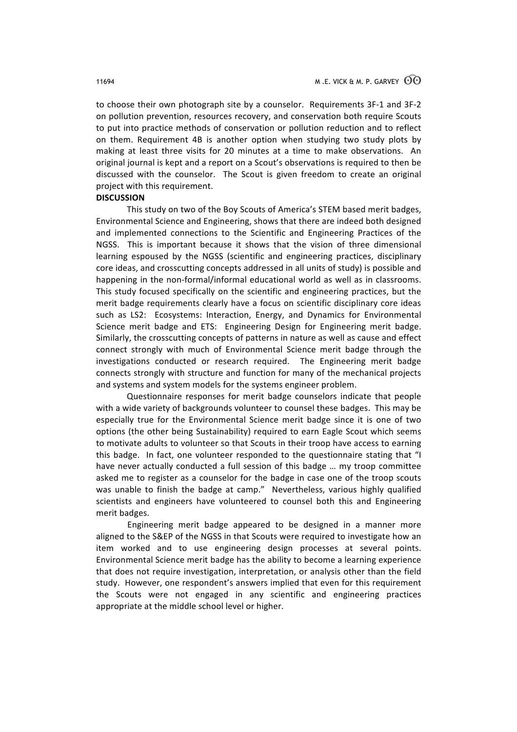to choose their own photograph site by a counselor. Requirements 3F-1 and 3F-2 on pollution prevention, resources recovery, and conservation both require Scouts to put into practice methods of conservation or pollution reduction and to reflect on them. Requirement 4B is another option when studying two study plots by making at least three visits for 20 minutes at a time to make observations. An original journal is kept and a report on a Scout's observations is required to then be discussed with the counselor. The Scout is given freedom to create an original project with this requirement.

**DISCUSSION**

This study on two of the Boy Scouts of America's STEM based merit badges, Environmental Science and Engineering, shows that there are indeed both designed and implemented connections to the Scientific and Engineering Practices of the NGSS. This is important because it shows that the vision of three dimensional learning espoused by the NGSS (scientific and engineering practices, disciplinary core ideas, and crosscutting concepts addressed in all units of study) is possible and happening in the non-formal/informal educational world as well as in classrooms. This study focused specifically on the scientific and engineering practices, but the merit badge requirements clearly have a focus on scientific disciplinary core ideas such as LS2: Ecosystems: Interaction, Energy, and Dynamics for Environmental Science merit badge and ETS: Engineering Design for Engineering merit badge. Similarly, the crosscutting concepts of patterns in nature as well as cause and effect connect strongly with much of Environmental Science merit badge through the investigations conducted or research required. The Engineering merit badge connects strongly with structure and function for many of the mechanical projects and systems and system models for the systems engineer problem.

Questionnaire responses for merit badge counselors indicate that people with a wide variety of backgrounds volunteer to counsel these badges. This may be especially true for the Environmental Science merit badge since it is one of two options (the other being Sustainability) required to earn Eagle Scout which seems to motivate adults to volunteer so that Scouts in their troop have access to earning this badge. In fact, one volunteer responded to the questionnaire stating that "I have never actually conducted a full session of this badge … my troop committee asked me to register as a counselor for the badge in case one of the troop scouts was unable to finish the badge at camp." Nevertheless, various highly qualified scientists and engineers have volunteered to counsel both this and Engineering merit badges.

Engineering merit badge appeared to be designed in a manner more aligned to the S&EP of the NGSS in that Scouts were required to investigate how an item worked and to use engineering design processes at several points. Environmental Science merit badge has the ability to become a learning experience that does not require investigation, interpretation, or analysis other than the field study. However, one respondent's answers implied that even for this requirement the Scouts were not engaged in any scientific and engineering practices appropriate at the middle school level or higher.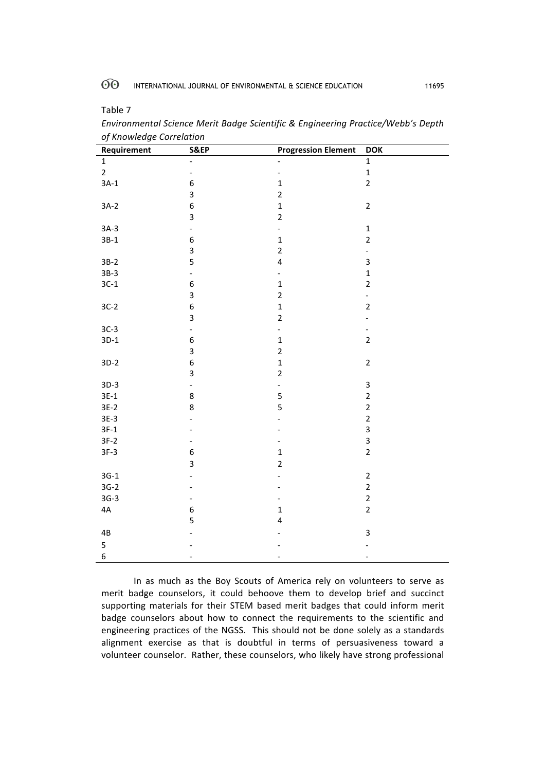Table 7

*Environmental Science Merit Badge Scientific & Engineering Practice/Webb's Depth of Knowledge Correlation*

| Requirement | S&EP | Progression Element | DOK |
|---|---|---|---|
| 1 | - | - | 1 |
| 2 | - | - | 1 |
| 3A-1 | 6 | 1 | 2 |
| | 3 | 2 | |
| 3A-2 | 6 | 1 | 2 |
| | 3 | 2 | |
| 3A-3 | - | - | 1 |
| 3B-1 | 6 | 1 | 2 |
| | 3 | 2 | - |
| 3B-2 | 5 | 4 | 3 |
| 3B-3 | - | - | 1 |
| 3C-1 | 6 | 1 | 2 |
| | 3 | 2 | - |
| 3C-2 | 6 | 1 | 2 |
| | 3 | 2 | - |
| 3C-3 | - | - | - |
| 3D-1 | 6 | 1 | 2 |
| | 3 | 2 | |
| 3D-2 | 6 | 1 | 2 |
| | 3 | 2 | |
| 3D-3 | - | - | 3 |
| 3E-1 | 8 | 5 | 2 |
| 3E-2 | 8 | 5 | 2 |
| 3E-3 | - | - | 2 |
| 3F-1 | - | - | 3 |
| 3F-2 | - | - | 3 |
| 3F-3 | 6 | 1 | 2 |
| | 3 | 2 | |
| 3G-1 | - | - | 2 |
| 3G-2 | - | - | 2 |
| 3G-3 | - | - | 2 |
| 4A | 6 | 1 | 2 |
| | 5 | 4 | |
| 4B | - | - | 3 |
| 5 | - | - | - |
| 6 | - | - | - |

In as much as the Boy Scouts of America rely on volunteers to serve as merit badge counselors, it could behoove them to develop brief and succinct supporting materials for their STEM based merit badges that could inform merit badge counselors about how to connect the requirements to the scientific and engineering practices of the NGSS. This should not be done solely as a standards alignment exercise as that is doubtful in terms of persuasiveness toward a volunteer counselor. Rather, these counselors, who likely have strong professional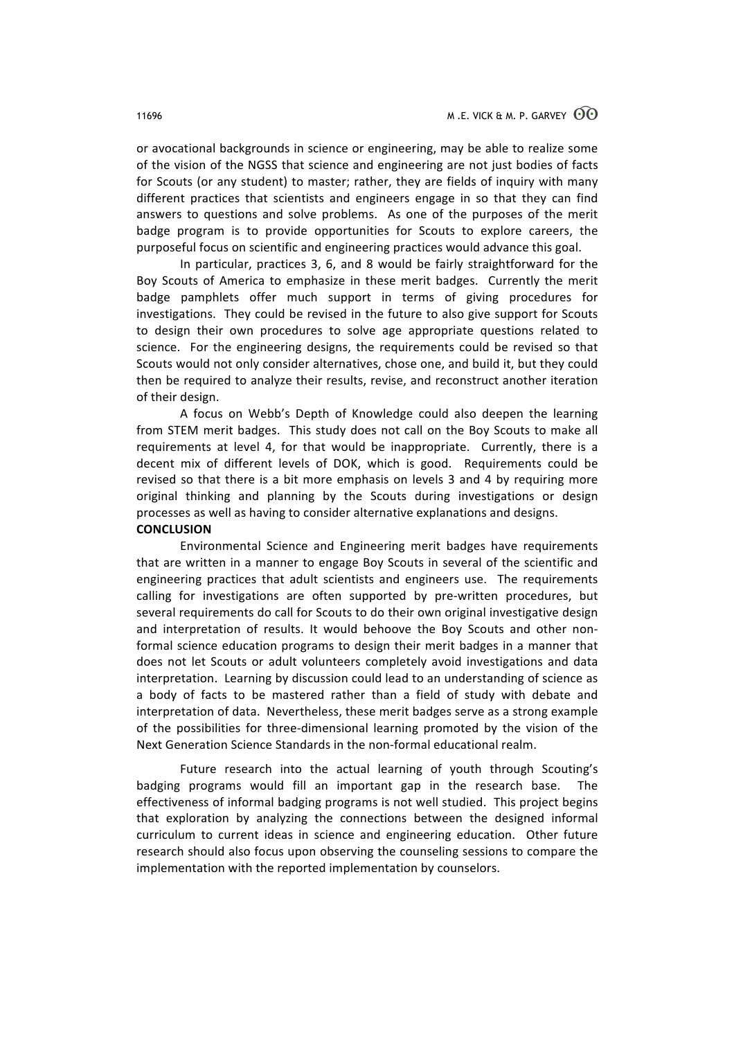or avocational backgrounds in science or engineering, may be able to realize some of the vision of the NGSS that science and engineering are not just bodies of facts for Scouts (or any student) to master; rather, they are fields of inquiry with many different practices that scientists and engineers engage in so that they can find answers to questions and solve problems. As one of the purposes of the merit badge program is to provide opportunities for Scouts to explore careers, the purposeful focus on scientific and engineering practices would advance this goal.

In particular, practices 3, 6, and 8 would be fairly straightforward for the Boy Scouts of America to emphasize in these merit badges. Currently the merit badge pamphlets offer much support in terms of giving procedures for investigations. They could be revised in the future to also give support for Scouts to design their own procedures to solve age appropriate questions related to science. For the engineering designs, the requirements could be revised so that Scouts would not only consider alternatives, chose one, and build it, but they could then be required to analyze their results, revise, and reconstruct another iteration of their design.

A focus on Webb's Depth of Knowledge could also deepen the learning from STEM merit badges. This study does not call on the Boy Scouts to make all requirements at level 4, for that would be inappropriate. Currently, there is a decent mix of different levels of DOK, which is good. Requirements could be revised so that there is a bit more emphasis on levels 3 and 4 by requiring more original thinking and planning by the Scouts during investigations or design processes as well as having to consider alternative explanations and designs.

**CONCLUSION**

Environmental Science and Engineering merit badges have requirements that are written in a manner to engage Boy Scouts in several of the scientific and engineering practices that adult scientists and engineers use. The requirements calling for investigations are often supported by pre-written procedures, but several requirements do call for Scouts to do their own original investigative design and interpretation of results. It would behoove the Boy Scouts and other non-formal science education programs to design their merit badges in a manner that does not let Scouts or adult volunteers completely avoid investigations and data interpretation. Learning by discussion could lead to an understanding of science as a body of facts to be mastered rather than a field of study with debate and interpretation of data. Nevertheless, these merit badges serve as a strong example of the possibilities for three-dimensional learning promoted by the vision of the Next Generation Science Standards in the non-formal educational realm.

Future research into the actual learning of youth through Scouting's badging programs would fill an important gap in the research base. The effectiveness of informal badging programs is not well studied. This project begins that exploration by analyzing the connections between the designed informal curriculum to current ideas in science and engineering education. Other future research should also focus upon observing the counseling sessions to compare the implementation with the reported implementation by counselors.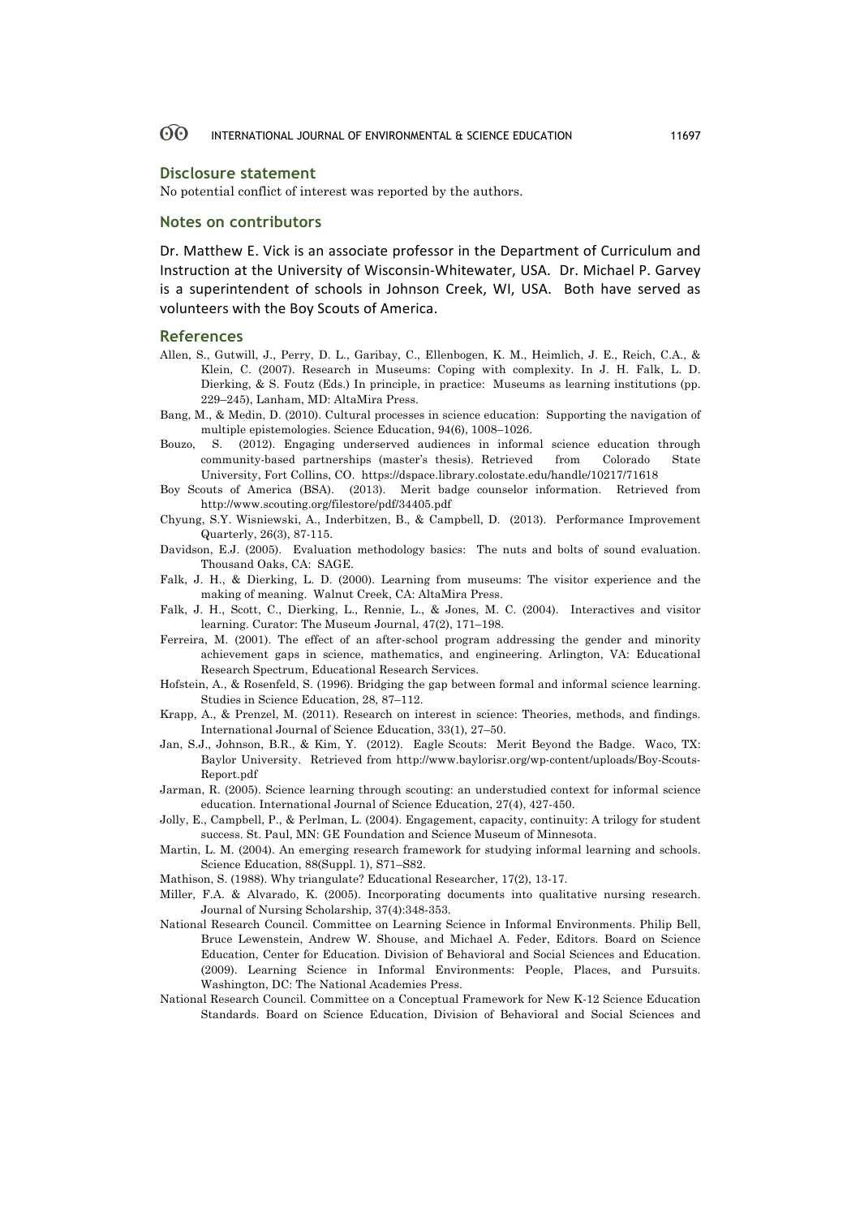## Disclosure statement

No potential conflict of interest was reported by the authors.

## Notes on contributors

Dr. Matthew E. Vick is an associate professor in the Department of Curriculum and Instruction at the University of Wisconsin-Whitewater, USA. Dr. Michael P. Garvey is a superintendent of schools in Johnson Creek, WI, USA. Both have served as volunteers with the Boy Scouts of America.

## References

Allen, S., Gutwill, J., Perry, D. L., Garibay, C., Ellenbogen, K. M., Heimlich, J. E., Reich, C.A., & Klein, C. (2007). Research in Museums: Coping with complexity. In J. H. Falk, L. D. Dierking, & S. Foutz (Eds.) In principle, in practice: Museums as learning institutions (pp. 229–245), Lanham, MD: AltaMira Press.

Bang, M., & Medin, D. (2010). Cultural processes in science education: Supporting the navigation of multiple epistemologies. Science Education, 94(6), 1008–1026.

Bouzo, S. (2012). Engaging underserved audiences in informal science education through community-based partnerships (master's thesis). Retrieved from Colorado State University, Fort Collins, CO. https://dspace.library.colostate.edu/handle/10217/71618

Boy Scouts of America (BSA). (2013). Merit badge counselor information. Retrieved from http://www.scouting.org/filestore/pdf/34405.pdf

Chyung, S.Y. Wisniewski, A., Inderbitzen, B., & Campbell, D. (2013). Performance Improvement Quarterly, 26(3), 87-115.

Davidson, E.J. (2005). Evaluation methodology basics: The nuts and bolts of sound evaluation. Thousand Oaks, CA: SAGE.

Falk, J. H., & Dierking, L. D. (2000). Learning from museums: The visitor experience and the making of meaning. Walnut Creek, CA: AltaMira Press.

Falk, J. H., Scott, C., Dierking, L., Rennie, L., & Jones, M. C. (2004). Interactives and visitor learning. Curator: The Museum Journal, 47(2), 171–198.

Ferreira, M. (2001). The effect of an after-school program addressing the gender and minority achievement gaps in science, mathematics, and engineering. Arlington, VA: Educational Research Spectrum, Educational Research Services.

Hofstein, A., & Rosenfeld, S. (1996). Bridging the gap between formal and informal science learning. Studies in Science Education, 28, 87–112.

Krapp, A., & Prenzel, M. (2011). Research on interest in science: Theories, methods, and findings. International Journal of Science Education, 33(1), 27–50.

Jan, S.J., Johnson, B.R., & Kim, Y. (2012). Eagle Scouts: Merit Beyond the Badge. Waco, TX: Baylor University. Retrieved from http://www.baylorisr.org/wp-content/uploads/Boy-Scouts-Report.pdf

Jarman, R. (2005). Science learning through scouting: an understudied context for informal science education. International Journal of Science Education, 27(4), 427-450.

Jolly, E., Campbell, P., & Perlman, L. (2004). Engagement, capacity, continuity: A trilogy for student success. St. Paul, MN: GE Foundation and Science Museum of Minnesota.

Martin, L. M. (2004). An emerging research framework for studying informal learning and schools. Science Education, 88(Suppl. 1), S71–S82.

Mathison, S. (1988). Why triangulate? Educational Researcher, 17(2), 13-17.

Miller, F.A. & Alvarado, K. (2005). Incorporating documents into qualitative nursing research. Journal of Nursing Scholarship, 37(4):348-353.

National Research Council. Committee on Learning Science in Informal Environments. Philip Bell, Bruce Lewenstein, Andrew W. Shouse, and Michael A. Feder, Editors. Board on Science Education, Center for Education. Division of Behavioral and Social Sciences and Education. (2009). Learning Science in Informal Environments: People, Places, and Pursuits. Washington, DC: The National Academies Press.

National Research Council. Committee on a Conceptual Framework for New K-12 Science Education Standards. Board on Science Education, Division of Behavioral and Social Sciences and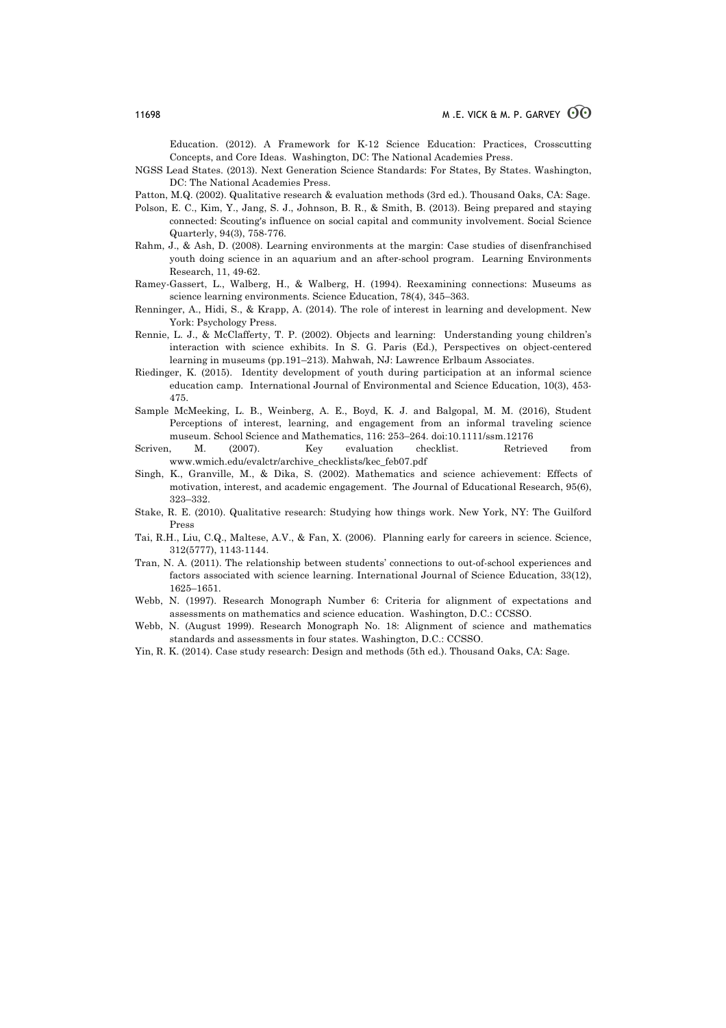Education. (2012). A Framework for K-12 Science Education: Practices, Crosscutting Concepts, and Core Ideas. Washington, DC: The National Academies Press.

NGSS Lead States. (2013). Next Generation Science Standards: For States, By States. Washington, DC: The National Academies Press.

Patton, M.Q. (2002). Qualitative research & evaluation methods (3rd ed.). Thousand Oaks, CA: Sage.

Polson, E. C., Kim, Y., Jang, S. J., Johnson, B. R., & Smith, B. (2013). Being prepared and staying connected: Scouting's influence on social capital and community involvement. Social Science Quarterly, 94(3), 758-776.

Rahm, J., & Ash, D. (2008). Learning environments at the margin: Case studies of disenfranchised youth doing science in an aquarium and an after-school program. Learning Environments Research, 11, 49-62.

Ramey-Gassert, L., Walberg, H., & Walberg, H. (1994). Reexamining connections: Museums as science learning environments. Science Education, 78(4), 345–363.

Renninger, A., Hidi, S., & Krapp, A. (2014). The role of interest in learning and development. New York: Psychology Press.

Rennie, L. J., & McClafferty, T. P. (2002). Objects and learning: Understanding young children's interaction with science exhibits. In S. G. Paris (Ed.), Perspectives on object-centered learning in museums (pp.191–213). Mahwah, NJ: Lawrence Erlbaum Associates.

Riedinger, K. (2015). Identity development of youth during participation at an informal science education camp. International Journal of Environmental and Science Education, 10(3), 453-475.

Sample McMeeking, L. B., Weinberg, A. E., Boyd, K. J. and Balgopal, M. M. (2016), Student Perceptions of interest, learning, and engagement from an informal traveling science museum. School Science and Mathematics, 116: 253–264. doi:10.1111/ssm.12176

Scriven, M. (2007). Key evaluation checklist. Retrieved from www.wmich.edu/evalctr/archive_checklists/kec_feb07.pdf

Singh, K., Granville, M., & Dika, S. (2002). Mathematics and science achievement: Effects of motivation, interest, and academic engagement. The Journal of Educational Research, 95(6), 323–332.

Stake, R. E. (2010). Qualitative research: Studying how things work. New York, NY: The Guilford Press

Tai, R.H., Liu, C.Q., Maltese, A.V., & Fan, X. (2006). Planning early for careers in science. Science, 312(5777), 1143-1144.

Tran, N. A. (2011). The relationship between students' connections to out-of-school experiences and factors associated with science learning. International Journal of Science Education, 33(12), 1625–1651.

Webb, N. (1997). Research Monograph Number 6: Criteria for alignment of expectations and assessments on mathematics and science education. Washington, D.C.: CCSSO.

Webb, N. (August 1999). Research Monograph No. 18: Alignment of science and mathematics standards and assessments in four states. Washington, D.C.: CCSSO.

Yin, R. K. (2014). Case study research: Design and methods (5th ed.). Thousand Oaks, CA: Sage.